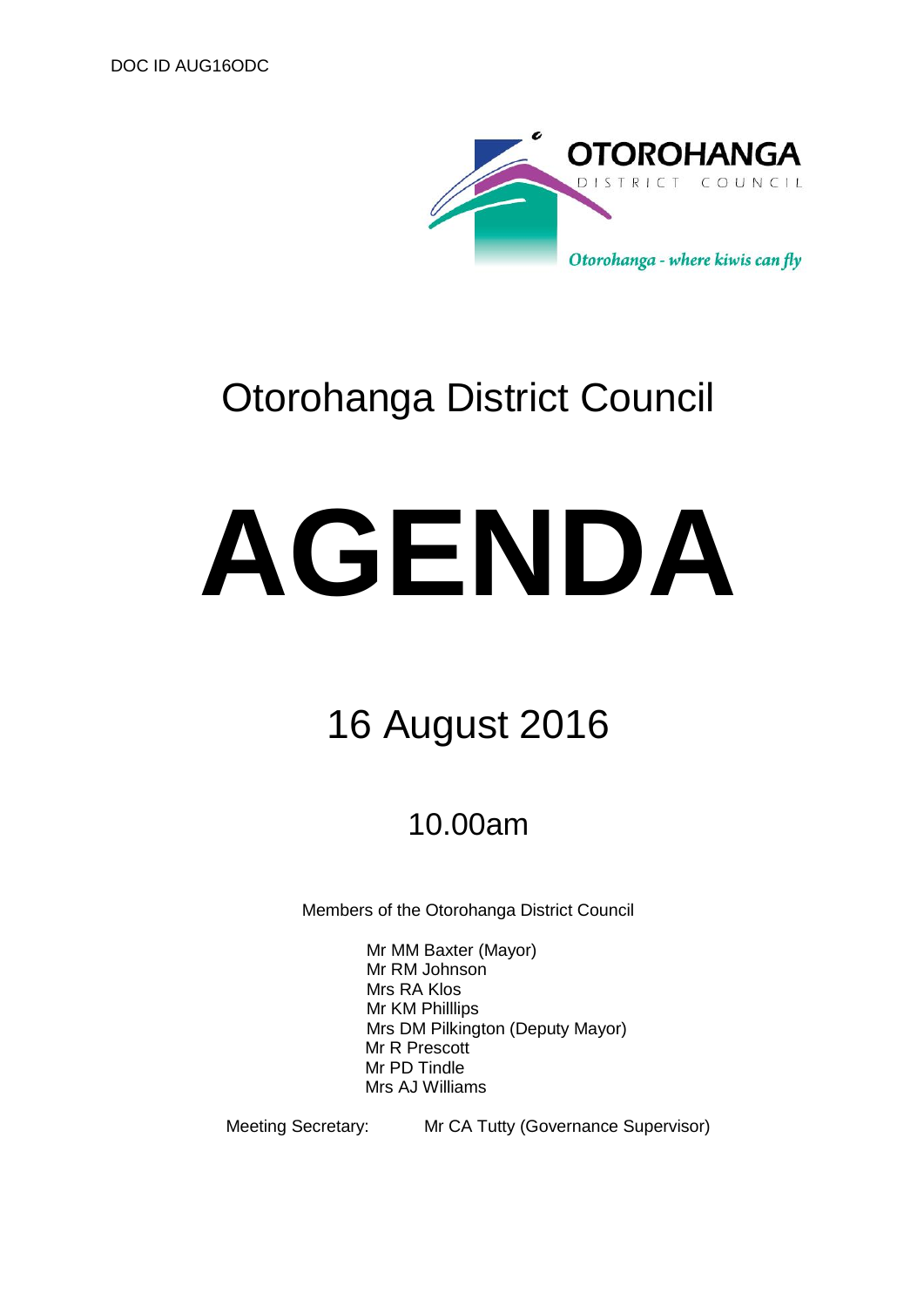DOC ID AUG16ODC

OTOROHANGA
DISTRICT COUNCIL

*Otorohanga - where kiwis can fly*

# Otorohanga District Council

# AGENDA

## 16 August 2016

## 10.00am

Members of the Otorohanga District Council

Mr MM Baxter (Mayor)
Mr RM Johnson
Mrs RA Klos
Mr KM Philllips
Mrs DM Pilkington (Deputy Mayor)
Mr R Prescott
Mr PD Tindle
Mrs AJ Williams

Meeting Secretary: Mr CA Tutty (Governance Supervisor)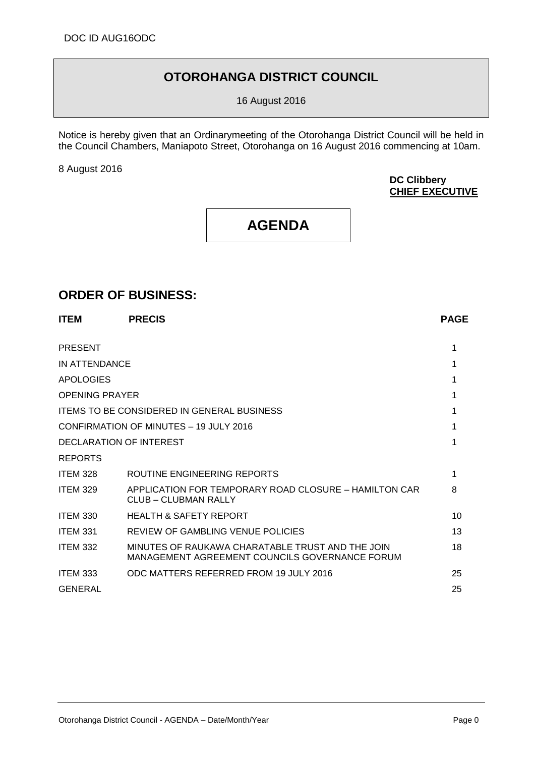DOC ID AUG16ODC

# OTOROHANGA DISTRICT COUNCIL

16 August 2016

Notice is hereby given that an Ordinarymeeting of the Otorohanga District Council will be held in the Council Chambers, Maniapoto Street, Otorohanga on 16 August 2016 commencing at 10am.

8 August 2016

**DC Clibbery**
**CHIEF EXECUTIVE**

# AGENDA

## ORDER OF BUSINESS:

| ITEM | PRECIS | PAGE |
|---|---|---|
| PRESENT | | 1 |
| IN ATTENDANCE | | 1 |
| APOLOGIES | | 1 |
| OPENING PRAYER | | 1 |
| ITEMS TO BE CONSIDERED IN GENERAL BUSINESS | | 1 |
| CONFIRMATION OF MINUTES – 19 JULY 2016 | | 1 |
| DECLARATION OF INTEREST | | 1 |
| REPORTS | | |
| ITEM 328 | ROUTINE ENGINEERING REPORTS | 1 |
| ITEM 329 | APPLICATION FOR TEMPORARY ROAD CLOSURE – HAMILTON CAR CLUB – CLUBMAN RALLY | 8 |
| ITEM 330 | HEALTH & SAFETY REPORT | 10 |
| ITEM 331 | REVIEW OF GAMBLING VENUE POLICIES | 13 |
| ITEM 332 | MINUTES OF RAUKAWA CHARATABLE TRUST AND THE JOIN MANAGEMENT AGREEMENT COUNCILS GOVERNANCE FORUM | 18 |
| ITEM 333 | ODC MATTERS REFERRED FROM 19 JULY 2016 | 25 |
| GENERAL | | 25 |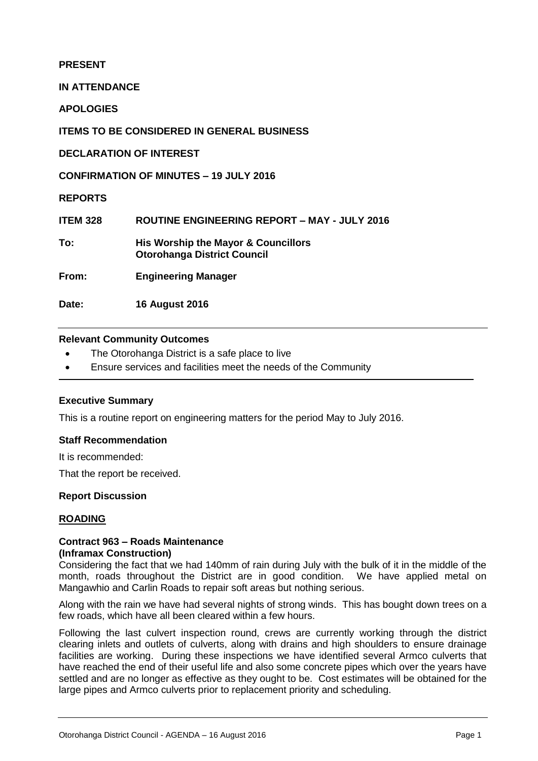**PRESENT**

**IN ATTENDANCE**

**APOLOGIES**

**ITEMS TO BE CONSIDERED IN GENERAL BUSINESS**

**DECLARATION OF INTEREST**

**CONFIRMATION OF MINUTES – 19 JULY 2016**

**REPORTS**

| | |
|---|---|
| **ITEM 328** | **ROUTINE ENGINEERING REPORT – MAY - JULY 2016** |
| **To:** | **His Worship the Mayor & Councillors Otorohanga District Council** |
| **From:** | **Engineering Manager** |
| **Date:** | **16 August 2016** |

**Relevant Community Outcomes**

- The Otorohanga District is a safe place to live
- Ensure services and facilities meet the needs of the Community

**Executive Summary**

This is a routine report on engineering matters for the period May to July 2016.

**Staff Recommendation**

It is recommended:

That the report be received.

**Report Discussion**

**ROADING**

**Contract 963 – Roads Maintenance**
**(Inframax Construction)**

Considering the fact that we had 140mm of rain during July with the bulk of it in the middle of the month, roads throughout the District are in good condition. We have applied metal on Mangawhio and Carlin Roads to repair soft areas but nothing serious.

Along with the rain we have had several nights of strong winds. This has bought down trees on a few roads, which have all been cleared within a few hours.

Following the last culvert inspection round, crews are currently working through the district clearing inlets and outlets of culverts, along with drains and high shoulders to ensure drainage facilities are working. During these inspections we have identified several Armco culverts that have reached the end of their useful life and also some concrete pipes which over the years have settled and are no longer as effective as they ought to be. Cost estimates will be obtained for the large pipes and Armco culverts prior to replacement priority and scheduling.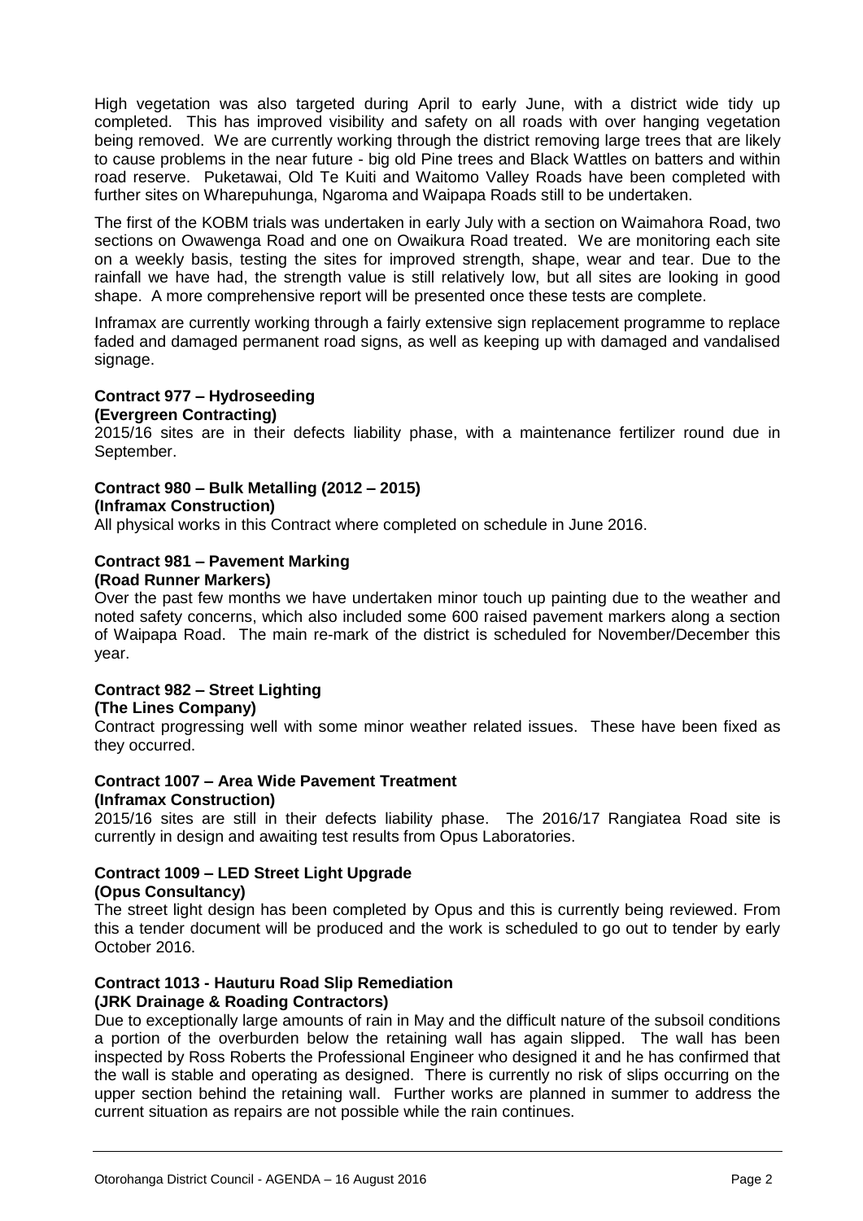High vegetation was also targeted during April to early June, with a district wide tidy up completed. This has improved visibility and safety on all roads with over hanging vegetation being removed. We are currently working through the district removing large trees that are likely to cause problems in the near future - big old Pine trees and Black Wattles on batters and within road reserve. Puketawai, Old Te Kuiti and Waitomo Valley Roads have been completed with further sites on Wharepuhunga, Ngaroma and Waipapa Roads still to be undertaken.

The first of the KOBM trials was undertaken in early July with a section on Waimahora Road, two sections on Owawenga Road and one on Owaikura Road treated. We are monitoring each site on a weekly basis, testing the sites for improved strength, shape, wear and tear. Due to the rainfall we have had, the strength value is still relatively low, but all sites are looking in good shape. A more comprehensive report will be presented once these tests are complete.

Inframax are currently working through a fairly extensive sign replacement programme to replace faded and damaged permanent road signs, as well as keeping up with damaged and vandalised signage.

**Contract 977 – Hydroseeding**
**(Evergreen Contracting)**
2015/16 sites are in their defects liability phase, with a maintenance fertilizer round due in September.

**Contract 980 – Bulk Metalling (2012 – 2015)**
**(Inframax Construction)**
All physical works in this Contract where completed on schedule in June 2016.

**Contract 981 – Pavement Marking**
**(Road Runner Markers)**
Over the past few months we have undertaken minor touch up painting due to the weather and noted safety concerns, which also included some 600 raised pavement markers along a section of Waipapa Road. The main re-mark of the district is scheduled for November/December this year.

**Contract 982 – Street Lighting**
**(The Lines Company)**
Contract progressing well with some minor weather related issues. These have been fixed as they occurred.

**Contract 1007 – Area Wide Pavement Treatment**
**(Inframax Construction)**
2015/16 sites are still in their defects liability phase. The 2016/17 Rangiatea Road site is currently in design and awaiting test results from Opus Laboratories.

**Contract 1009 – LED Street Light Upgrade**
**(Opus Consultancy)**
The street light design has been completed by Opus and this is currently being reviewed. From this a tender document will be produced and the work is scheduled to go out to tender by early October 2016.

**Contract 1013 - Hauturu Road Slip Remediation**
**(JRK Drainage & Roading Contractors)**
Due to exceptionally large amounts of rain in May and the difficult nature of the subsoil conditions a portion of the overburden below the retaining wall has again slipped. The wall has been inspected by Ross Roberts the Professional Engineer who designed it and he has confirmed that the wall is stable and operating as designed. There is currently no risk of slips occurring on the upper section behind the retaining wall. Further works are planned in summer to address the current situation as repairs are not possible while the rain continues.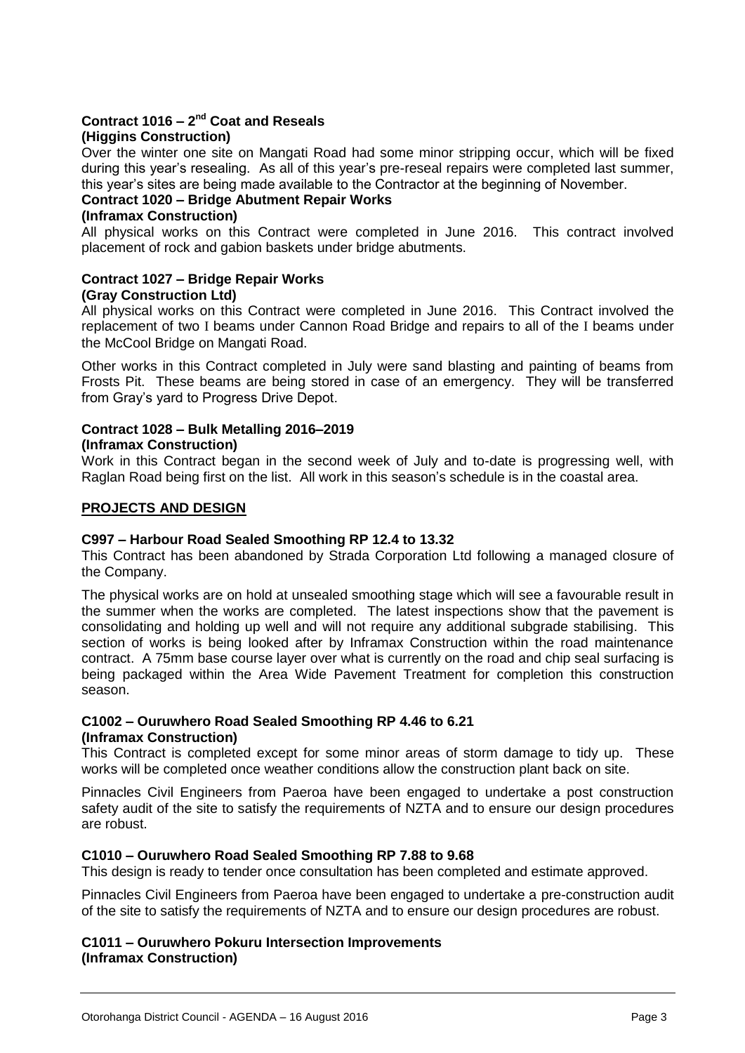**Contract 1016 – 2nd Coat and Reseals**
**(Higgins Construction)**

Over the winter one site on Mangati Road had some minor stripping occur, which will be fixed during this year's resealing. As all of this year's pre-reseal repairs were completed last summer, this year's sites are being made available to the Contractor at the beginning of November.

**Contract 1020 – Bridge Abutment Repair Works**
**(Inframax Construction)**

All physical works on this Contract were completed in June 2016. This contract involved placement of rock and gabion baskets under bridge abutments.

**Contract 1027 – Bridge Repair Works**
**(Gray Construction Ltd)**

All physical works on this Contract were completed in June 2016. This Contract involved the replacement of two I beams under Cannon Road Bridge and repairs to all of the I beams under the McCool Bridge on Mangati Road.

Other works in this Contract completed in July were sand blasting and painting of beams from Frosts Pit. These beams are being stored in case of an emergency. They will be transferred from Gray's yard to Progress Drive Depot.

**Contract 1028 – Bulk Metalling 2016–2019**
**(Inframax Construction)**

Work in this Contract began in the second week of July and to-date is progressing well, with Raglan Road being first on the list. All work in this season's schedule is in the coastal area.

## PROJECTS AND DESIGN

**C997 – Harbour Road Sealed Smoothing RP 12.4 to 13.32**

This Contract has been abandoned by Strada Corporation Ltd following a managed closure of the Company.

The physical works are on hold at unsealed smoothing stage which will see a favourable result in the summer when the works are completed. The latest inspections show that the pavement is consolidating and holding up well and will not require any additional subgrade stabilising. This section of works is being looked after by Inframax Construction within the road maintenance contract. A 75mm base course layer over what is currently on the road and chip seal surfacing is being packaged within the Area Wide Pavement Treatment for completion this construction season.

**C1002 – Ouruwhero Road Sealed Smoothing RP 4.46 to 6.21**
**(Inframax Construction)**

This Contract is completed except for some minor areas of storm damage to tidy up. These works will be completed once weather conditions allow the construction plant back on site.

Pinnacles Civil Engineers from Paeroa have been engaged to undertake a post construction safety audit of the site to satisfy the requirements of NZTA and to ensure our design procedures are robust.

**C1010 – Ouruwhero Road Sealed Smoothing RP 7.88 to 9.68**

This design is ready to tender once consultation has been completed and estimate approved.

Pinnacles Civil Engineers from Paeroa have been engaged to undertake a pre-construction audit of the site to satisfy the requirements of NZTA and to ensure our design procedures are robust.

**C1011 – Ouruwhero Pokuru Intersection Improvements**
**(Inframax Construction)**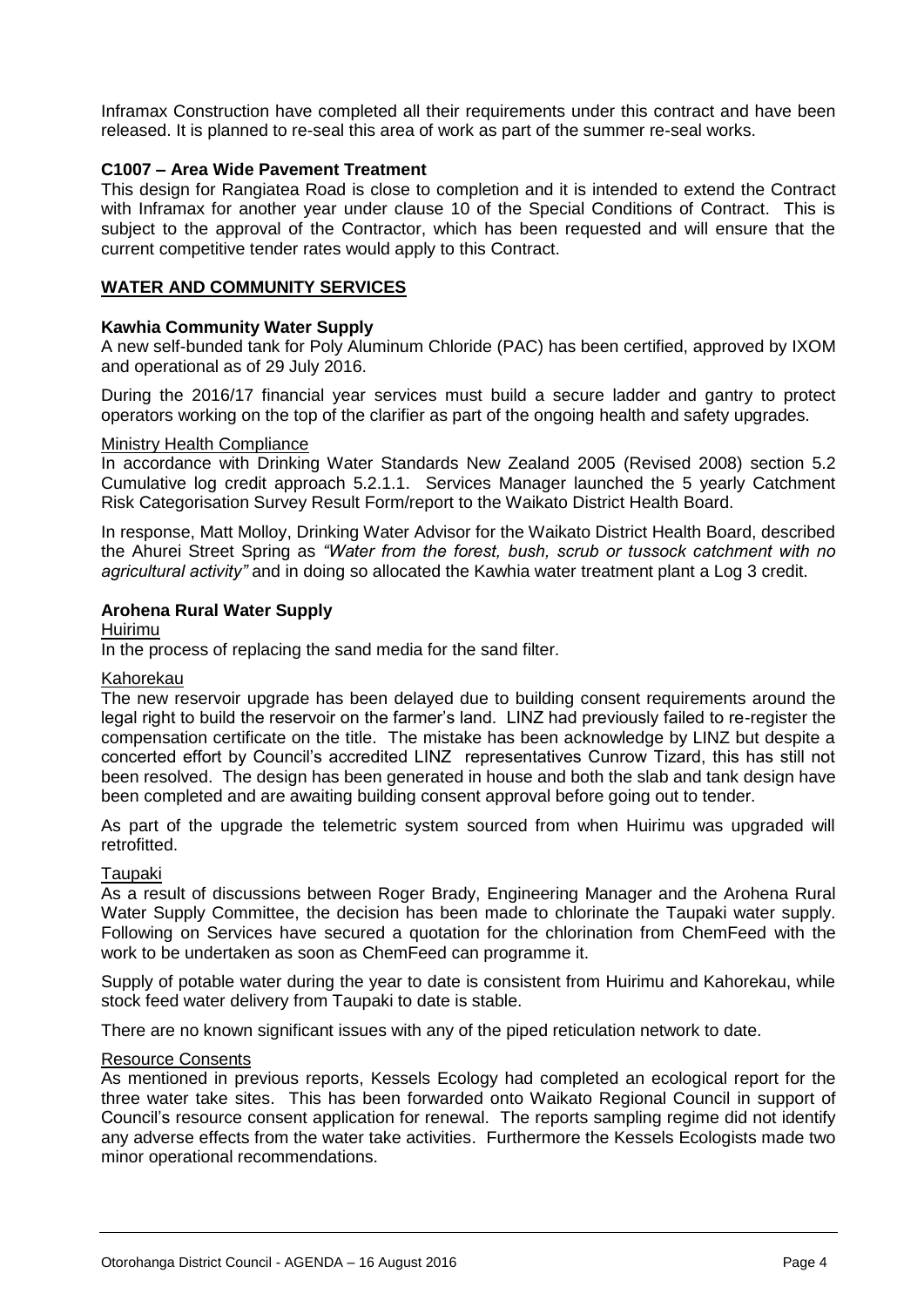Inframax Construction have completed all their requirements under this contract and have been released. It is planned to re-seal this area of work as part of the summer re-seal works.

**C1007 – Area Wide Pavement Treatment**

This design for Rangiatea Road is close to completion and it is intended to extend the Contract with Inframax for another year under clause 10 of the Special Conditions of Contract. This is subject to the approval of the Contractor, which has been requested and will ensure that the current competitive tender rates would apply to this Contract.

**WATER AND COMMUNITY SERVICES**

**Kawhia Community Water Supply**

A new self-bunded tank for Poly Aluminum Chloride (PAC) has been certified, approved by IXOM and operational as of 29 July 2016.

During the 2016/17 financial year services must build a secure ladder and gantry to protect operators working on the top of the clarifier as part of the ongoing health and safety upgrades.

Ministry Health Compliance

In accordance with Drinking Water Standards New Zealand 2005 (Revised 2008) section 5.2 Cumulative log credit approach 5.2.1.1. Services Manager launched the 5 yearly Catchment Risk Categorisation Survey Result Form/report to the Waikato District Health Board.

In response, Matt Molloy, Drinking Water Advisor for the Waikato District Health Board, described the Ahurei Street Spring as *"Water from the forest, bush, scrub or tussock catchment with no agricultural activity"* and in doing so allocated the Kawhia water treatment plant a Log 3 credit.

**Arohena Rural Water Supply**

Huirimu

In the process of replacing the sand media for the sand filter.

Kahorekau

The new reservoir upgrade has been delayed due to building consent requirements around the legal right to build the reservoir on the farmer's land. LINZ had previously failed to re-register the compensation certificate on the title. The mistake has been acknowledge by LINZ but despite a concerted effort by Council's accredited LINZ representatives Cunrow Tizard, this has still not been resolved. The design has been generated in house and both the slab and tank design have been completed and are awaiting building consent approval before going out to tender.

As part of the upgrade the telemetric system sourced from when Huirimu was upgraded will retrofitted.

Taupaki

As a result of discussions between Roger Brady, Engineering Manager and the Arohena Rural Water Supply Committee, the decision has been made to chlorinate the Taupaki water supply. Following on Services have secured a quotation for the chlorination from ChemFeed with the work to be undertaken as soon as ChemFeed can programme it.

Supply of potable water during the year to date is consistent from Huirimu and Kahorekau, while stock feed water delivery from Taupaki to date is stable.

There are no known significant issues with any of the piped reticulation network to date.

Resource Consents

As mentioned in previous reports, Kessels Ecology had completed an ecological report for the three water take sites. This has been forwarded onto Waikato Regional Council in support of Council's resource consent application for renewal. The reports sampling regime did not identify any adverse effects from the water take activities. Furthermore the Kessels Ecologists made two minor operational recommendations.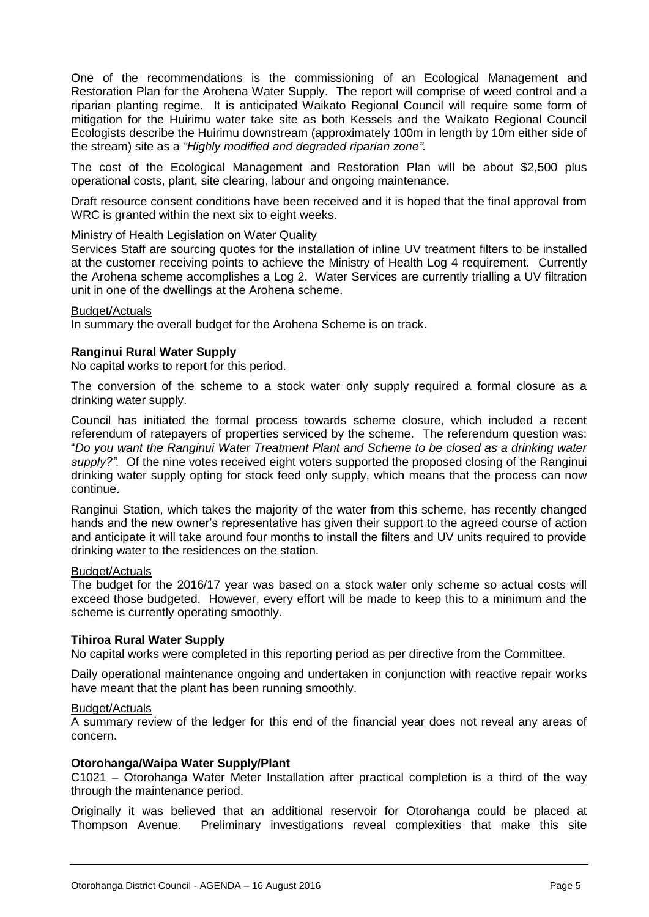One of the recommendations is the commissioning of an Ecological Management and Restoration Plan for the Arohena Water Supply. The report will comprise of weed control and a riparian planting regime. It is anticipated Waikato Regional Council will require some form of mitigation for the Huirimu water take site as both Kessels and the Waikato Regional Council Ecologists describe the Huirimu downstream (approximately 100m in length by 10m either side of the stream) site as a *"Highly modified and degraded riparian zone"*.

The cost of the Ecological Management and Restoration Plan will be about $2,500 plus operational costs, plant, site clearing, labour and ongoing maintenance.

Draft resource consent conditions have been received and it is hoped that the final approval from WRC is granted within the next six to eight weeks.

<u>Ministry of Health Legislation on Water Quality</u>

Services Staff are sourcing quotes for the installation of inline UV treatment filters to be installed at the customer receiving points to achieve the Ministry of Health Log 4 requirement. Currently the Arohena scheme accomplishes a Log 2. Water Services are currently trialling a UV filtration unit in one of the dwellings at the Arohena scheme.

<u>Budget/Actuals</u>

In summary the overall budget for the Arohena Scheme is on track.

**Ranginui Rural Water Supply**

No capital works to report for this period.

The conversion of the scheme to a stock water only supply required a formal closure as a drinking water supply.

Council has initiated the formal process towards scheme closure, which included a recent referendum of ratepayers of properties serviced by the scheme. The referendum question was: "*Do you want the Ranginui Water Treatment Plant and Scheme to be closed as a drinking water supply?".* Of the nine votes received eight voters supported the proposed closing of the Ranginui drinking water supply opting for stock feed only supply, which means that the process can now continue.

Ranginui Station, which takes the majority of the water from this scheme, has recently changed hands and the new owner's representative has given their support to the agreed course of action and anticipate it will take around four months to install the filters and UV units required to provide drinking water to the residences on the station.

<u>Budget/Actuals</u>

The budget for the 2016/17 year was based on a stock water only scheme so actual costs will exceed those budgeted. However, every effort will be made to keep this to a minimum and the scheme is currently operating smoothly.

**Tihiroa Rural Water Supply**

No capital works were completed in this reporting period as per directive from the Committee.

Daily operational maintenance ongoing and undertaken in conjunction with reactive repair works have meant that the plant has been running smoothly.

<u>Budget/Actuals</u>

A summary review of the ledger for this end of the financial year does not reveal any areas of concern.

**Otorohanga/Waipa Water Supply/Plant**

C1021 – Otorohanga Water Meter Installation after practical completion is a third of the way through the maintenance period.

Originally it was believed that an additional reservoir for Otorohanga could be placed at Thompson Avenue. Preliminary investigations reveal complexities that make this site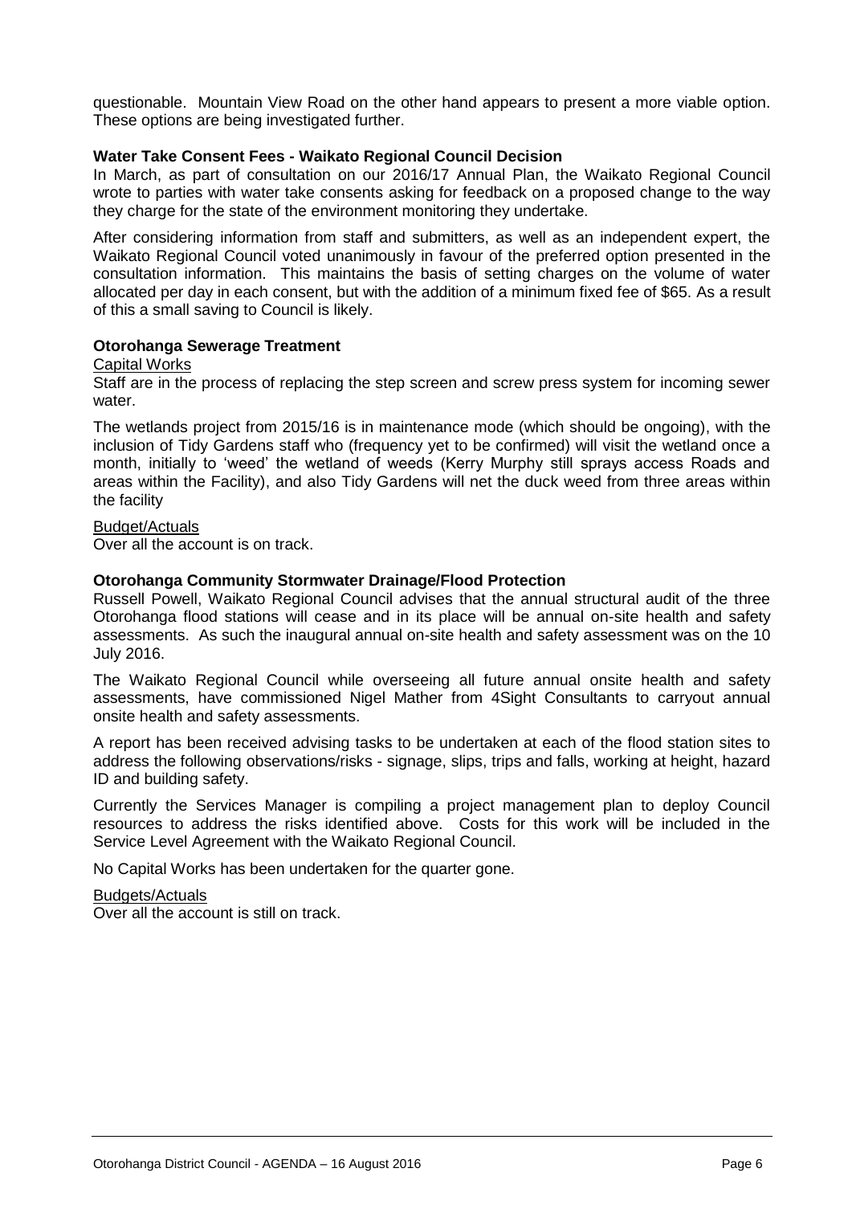questionable. Mountain View Road on the other hand appears to present a more viable option. These options are being investigated further.

**Water Take Consent Fees - Waikato Regional Council Decision**

In March, as part of consultation on our 2016/17 Annual Plan, the Waikato Regional Council wrote to parties with water take consents asking for feedback on a proposed change to the way they charge for the state of the environment monitoring they undertake.

After considering information from staff and submitters, as well as an independent expert, the Waikato Regional Council voted unanimously in favour of the preferred option presented in the consultation information. This maintains the basis of setting charges on the volume of water allocated per day in each consent, but with the addition of a minimum fixed fee of $65. As a result of this a small saving to Council is likely.

**Otorohanga Sewerage Treatment**

Capital Works

Staff are in the process of replacing the step screen and screw press system for incoming sewer water.

The wetlands project from 2015/16 is in maintenance mode (which should be ongoing), with the inclusion of Tidy Gardens staff who (frequency yet to be confirmed) will visit the wetland once a month, initially to 'weed' the wetland of weeds (Kerry Murphy still sprays access Roads and areas within the Facility), and also Tidy Gardens will net the duck weed from three areas within the facility

Budget/Actuals

Over all the account is on track.

**Otorohanga Community Stormwater Drainage/Flood Protection**

Russell Powell, Waikato Regional Council advises that the annual structural audit of the three Otorohanga flood stations will cease and in its place will be annual on-site health and safety assessments. As such the inaugural annual on-site health and safety assessment was on the 10 July 2016.

The Waikato Regional Council while overseeing all future annual onsite health and safety assessments, have commissioned Nigel Mather from 4Sight Consultants to carryout annual onsite health and safety assessments.

A report has been received advising tasks to be undertaken at each of the flood station sites to address the following observations/risks - signage, slips, trips and falls, working at height, hazard ID and building safety.

Currently the Services Manager is compiling a project management plan to deploy Council resources to address the risks identified above. Costs for this work will be included in the Service Level Agreement with the Waikato Regional Council.

No Capital Works has been undertaken for the quarter gone.

Budgets/Actuals

Over all the account is still on track.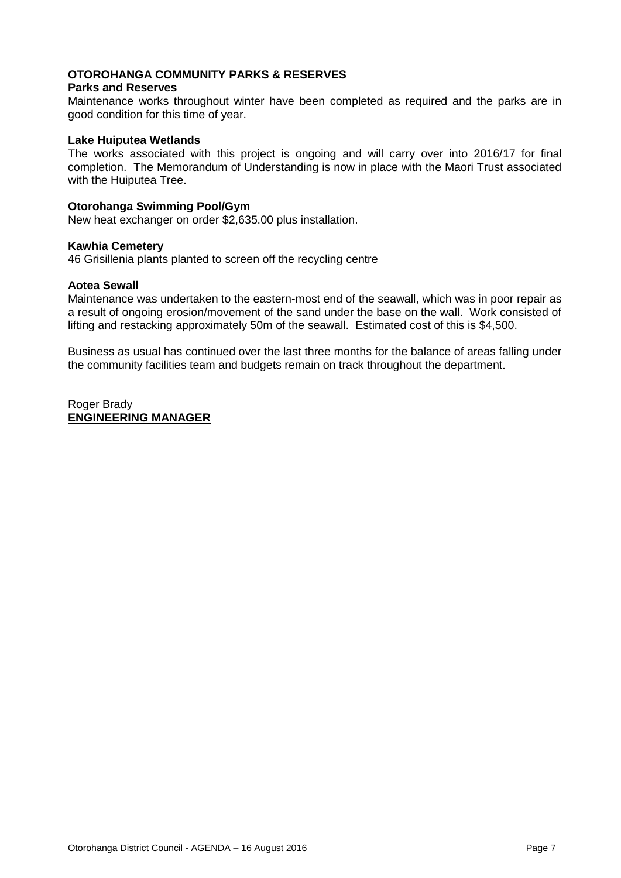**OTOROHANGA COMMUNITY PARKS & RESERVES**

**Parks and Reserves**

Maintenance works throughout winter have been completed as required and the parks are in good condition for this time of year.

**Lake Huiputea Wetlands**

The works associated with this project is ongoing and will carry over into 2016/17 for final completion. The Memorandum of Understanding is now in place with the Maori Trust associated with the Huiputea Tree.

**Otorohanga Swimming Pool/Gym**

New heat exchanger on order $2,635.00 plus installation.

**Kawhia Cemetery**

46 Grisillenia plants planted to screen off the recycling centre

**Aotea Sewall**

Maintenance was undertaken to the eastern-most end of the seawall, which was in poor repair as a result of ongoing erosion/movement of the sand under the base on the wall. Work consisted of lifting and restacking approximately 50m of the seawall. Estimated cost of this is $4,500.

Business as usual has continued over the last three months for the balance of areas falling under the community facilities team and budgets remain on track throughout the department.

Roger Brady
**ENGINEERING MANAGER**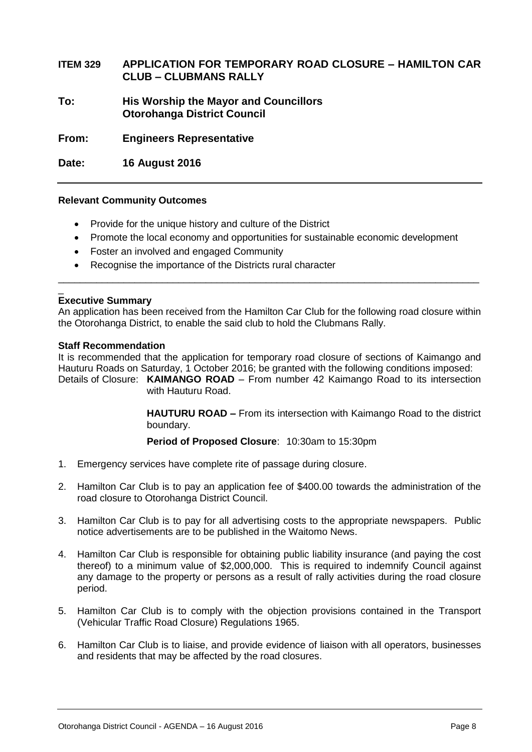**ITEM 329 APPLICATION FOR TEMPORARY ROAD CLOSURE – HAMILTON CAR CLUB – CLUBMANS RALLY**

**To: His Worship the Mayor and Councillors**
**Otorohanga District Council**

**From: Engineers Representative**

**Date: 16 August 2016**

---

**Relevant Community Outcomes**

- Provide for the unique history and culture of the District
- Promote the local economy and opportunities for sustainable economic development
- Foster an involved and engaged Community
- Recognise the importance of the Districts rural character

---

**Executive Summary**

An application has been received from the Hamilton Car Club for the following road closure within the Otorohanga District, to enable the said club to hold the Clubmans Rally.

**Staff Recommendation**

It is recommended that the application for temporary road closure of sections of Kaimango and Hauturu Roads on Saturday, 1 October 2016; be granted with the following conditions imposed:

Details of Closure: **KAIMANGO ROAD** – From number 42 Kaimango Road to its intersection with Hauturu Road.

**HAUTURU ROAD –** From its intersection with Kaimango Road to the district boundary.

**Period of Proposed Closure**: 10:30am to 15:30pm

1. Emergency services have complete rite of passage during closure.
2. Hamilton Car Club is to pay an application fee of $400.00 towards the administration of the road closure to Otorohanga District Council.
3. Hamilton Car Club is to pay for all advertising costs to the appropriate newspapers. Public notice advertisements are to be published in the Waitomo News.
4. Hamilton Car Club is responsible for obtaining public liability insurance (and paying the cost thereof) to a minimum value of $2,000,000. This is required to indemnify Council against any damage to the property or persons as a result of rally activities during the road closure period.
5. Hamilton Car Club is to comply with the objection provisions contained in the Transport (Vehicular Traffic Road Closure) Regulations 1965.
6. Hamilton Car Club is to liaise, and provide evidence of liaison with all operators, businesses and residents that may be affected by the road closures.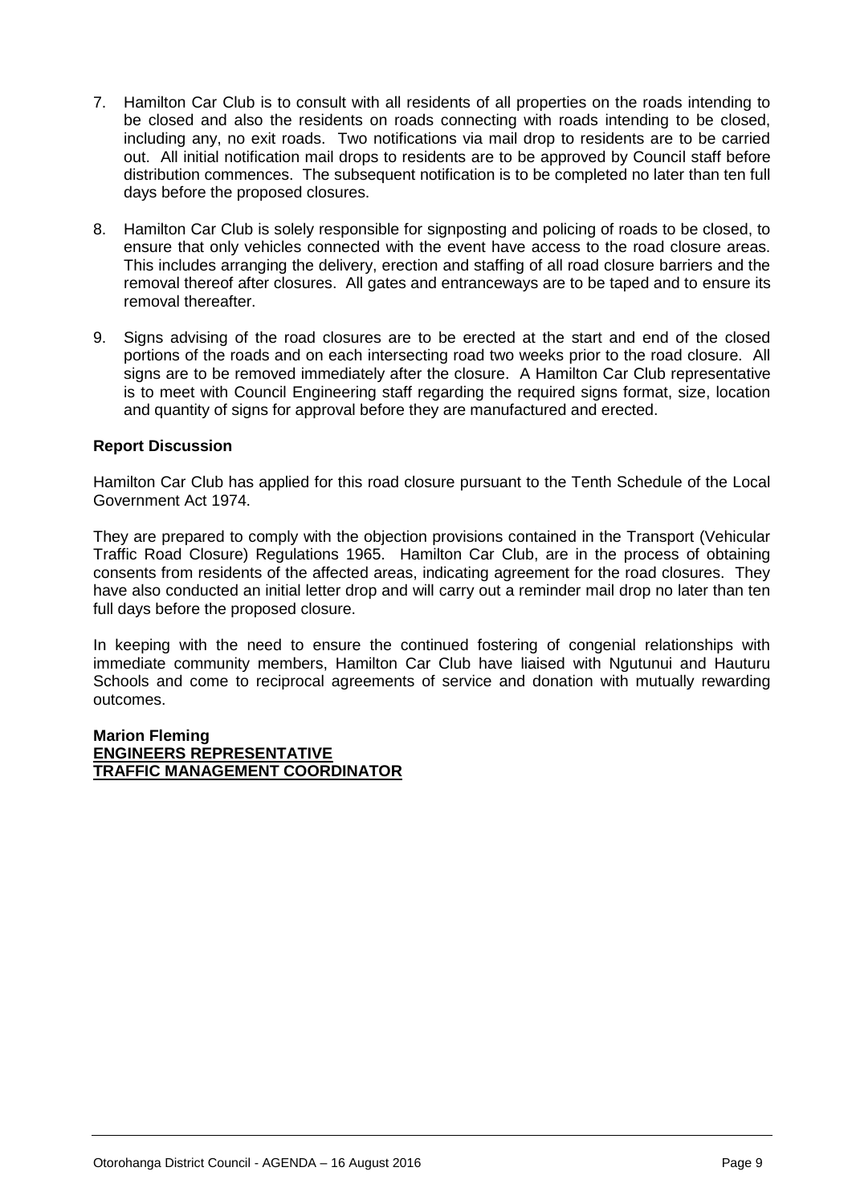7. Hamilton Car Club is to consult with all residents of all properties on the roads intending to be closed and also the residents on roads connecting with roads intending to be closed, including any, no exit roads. Two notifications via mail drop to residents are to be carried out. All initial notification mail drops to residents are to be approved by Council staff before distribution commences. The subsequent notification is to be completed no later than ten full days before the proposed closures.

8. Hamilton Car Club is solely responsible for signposting and policing of roads to be closed, to ensure that only vehicles connected with the event have access to the road closure areas. This includes arranging the delivery, erection and staffing of all road closure barriers and the removal thereof after closures. All gates and entranceways are to be taped and to ensure its removal thereafter.

9. Signs advising of the road closures are to be erected at the start and end of the closed portions of the roads and on each intersecting road two weeks prior to the road closure. All signs are to be removed immediately after the closure. A Hamilton Car Club representative is to meet with Council Engineering staff regarding the required signs format, size, location and quantity of signs for approval before they are manufactured and erected.

**Report Discussion**

Hamilton Car Club has applied for this road closure pursuant to the Tenth Schedule of the Local Government Act 1974.

They are prepared to comply with the objection provisions contained in the Transport (Vehicular Traffic Road Closure) Regulations 1965. Hamilton Car Club, are in the process of obtaining consents from residents of the affected areas, indicating agreement for the road closures. They have also conducted an initial letter drop and will carry out a reminder mail drop no later than ten full days before the proposed closure.

In keeping with the need to ensure the continued fostering of congenial relationships with immediate community members, Hamilton Car Club have liaised with Ngutunui and Hauturu Schools and come to reciprocal agreements of service and donation with mutually rewarding outcomes.

**Marion Fleming**
**ENGINEERS REPRESENTATIVE**
**TRAFFIC MANAGEMENT COORDINATOR**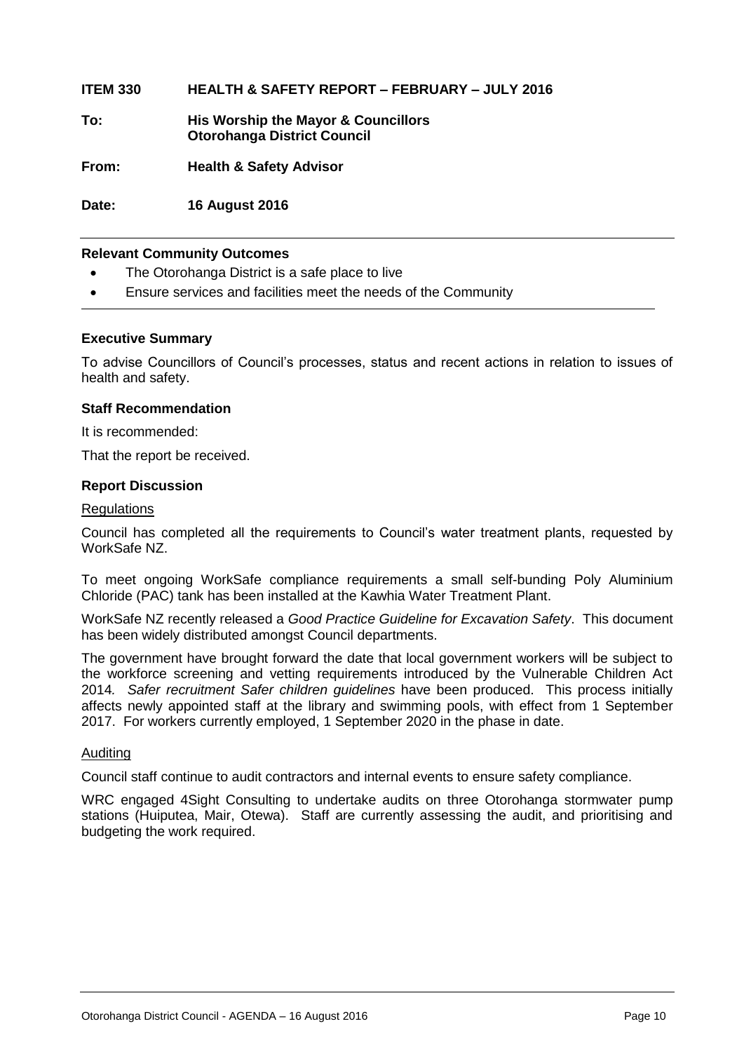**ITEM 330 HEALTH & SAFETY REPORT – FEBRUARY – JULY 2016**

**To:** **His Worship the Mayor & Councillors**
**Otorohanga District Council**

**From:** **Health & Safety Advisor**

**Date:** **16 August 2016**

---

**Relevant Community Outcomes**

- The Otorohanga District is a safe place to live
- Ensure services and facilities meet the needs of the Community

---

**Executive Summary**

To advise Councillors of Council's processes, status and recent actions in relation to issues of health and safety.

**Staff Recommendation**

It is recommended:

That the report be received.

**Report Discussion**

Regulations

Council has completed all the requirements to Council's water treatment plants, requested by WorkSafe NZ.

To meet ongoing WorkSafe compliance requirements a small self-bunding Poly Aluminium Chloride (PAC) tank has been installed at the Kawhia Water Treatment Plant.

WorkSafe NZ recently released a *Good Practice Guideline for Excavation Safety*. This document has been widely distributed amongst Council departments.

The government have brought forward the date that local government workers will be subject to the workforce screening and vetting requirements introduced by the Vulnerable Children Act 2014*. Safer recruitment Safer children guidelines* have been produced. This process initially affects newly appointed staff at the library and swimming pools, with effect from 1 September 2017. For workers currently employed, 1 September 2020 in the phase in date.

Auditing

Council staff continue to audit contractors and internal events to ensure safety compliance.

WRC engaged 4Sight Consulting to undertake audits on three Otorohanga stormwater pump stations (Huiputea, Mair, Otewa). Staff are currently assessing the audit, and prioritising and budgeting the work required.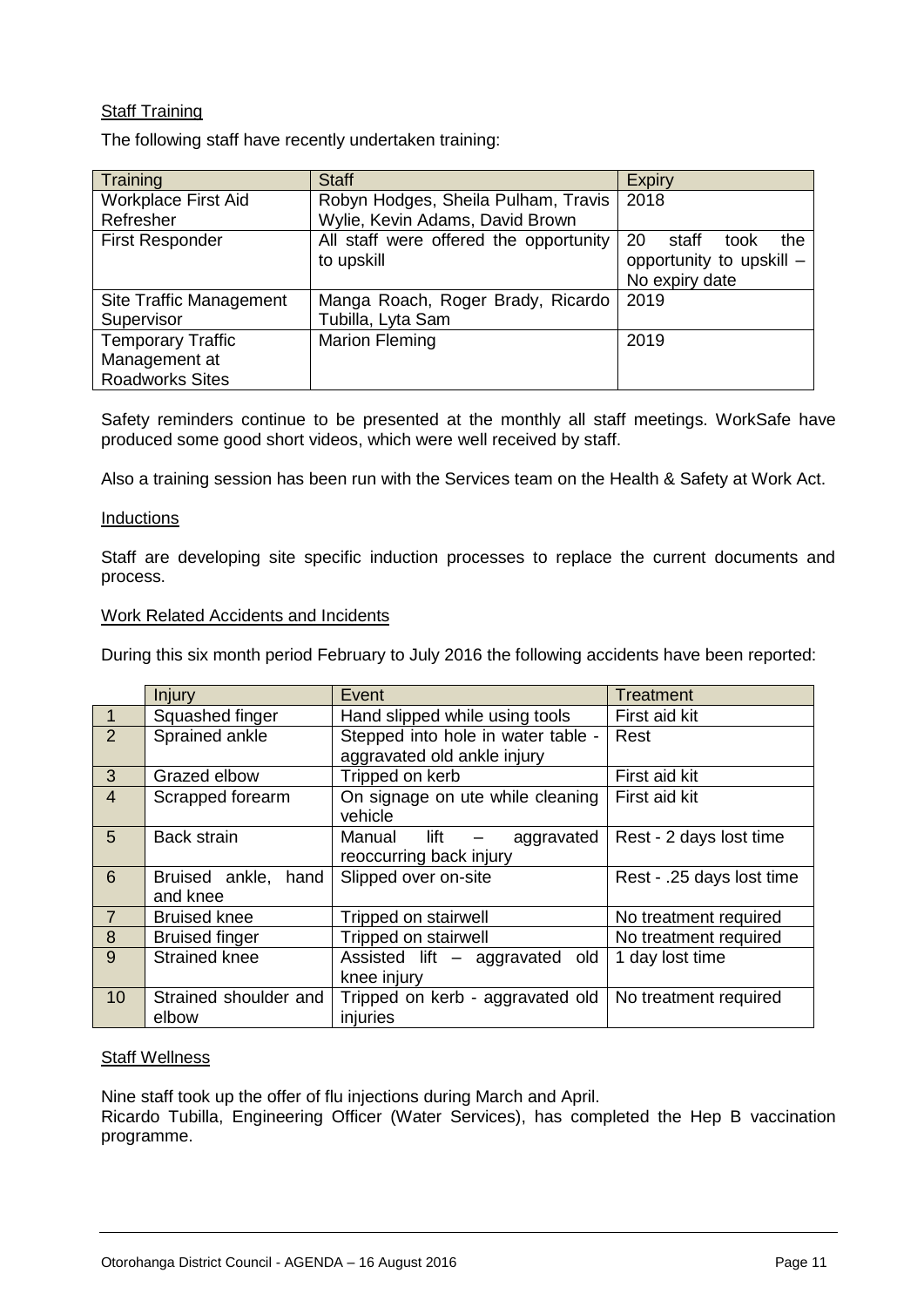Staff Training

The following staff have recently undertaken training:

| Training | Staff | Expiry |
|---|---|---|
| Workplace First Aid Refresher | Robyn Hodges, Sheila Pulham, Travis Wylie, Kevin Adams, David Brown | 2018 |
| First Responder | All staff were offered the opportunity to upskill | 20 staff took the opportunity to upskill – No expiry date |
| Site Traffic Management Supervisor | Manga Roach, Roger Brady, Ricardo Tubilla, Lyta Sam | 2019 |
| Temporary Traffic Management at Roadworks Sites | Marion Fleming | 2019 |

Safety reminders continue to be presented at the monthly all staff meetings. WorkSafe have produced some good short videos, which were well received by staff.

Also a training session has been run with the Services team on the Health & Safety at Work Act.

Inductions

Staff are developing site specific induction processes to replace the current documents and process.

Work Related Accidents and Incidents

During this six month period February to July 2016 the following accidents have been reported:

| | Injury | Event | Treatment |
|---|---|---|---|
| 1 | Squashed finger | Hand slipped while using tools | First aid kit |
| 2 | Sprained ankle | Stepped into hole in water table - aggravated old ankle injury | Rest |
| 3 | Grazed elbow | Tripped on kerb | First aid kit |
| 4 | Scrapped forearm | On signage on ute while cleaning vehicle | First aid kit |
| 5 | Back strain | Manual lift – aggravated reoccurring back injury | Rest - 2 days lost time |
| 6 | Bruised ankle, hand and knee | Slipped over on-site | Rest - .25 days lost time |
| 7 | Bruised knee | Tripped on stairwell | No treatment required |
| 8 | Bruised finger | Tripped on stairwell | No treatment required |
| 9 | Strained knee | Assisted lift – aggravated old knee injury | 1 day lost time |
| 10 | Strained shoulder and elbow | Tripped on kerb - aggravated old injuries | No treatment required |

Staff Wellness

Nine staff took up the offer of flu injections during March and April.
Ricardo Tubilla, Engineering Officer (Water Services), has completed the Hep B vaccination programme.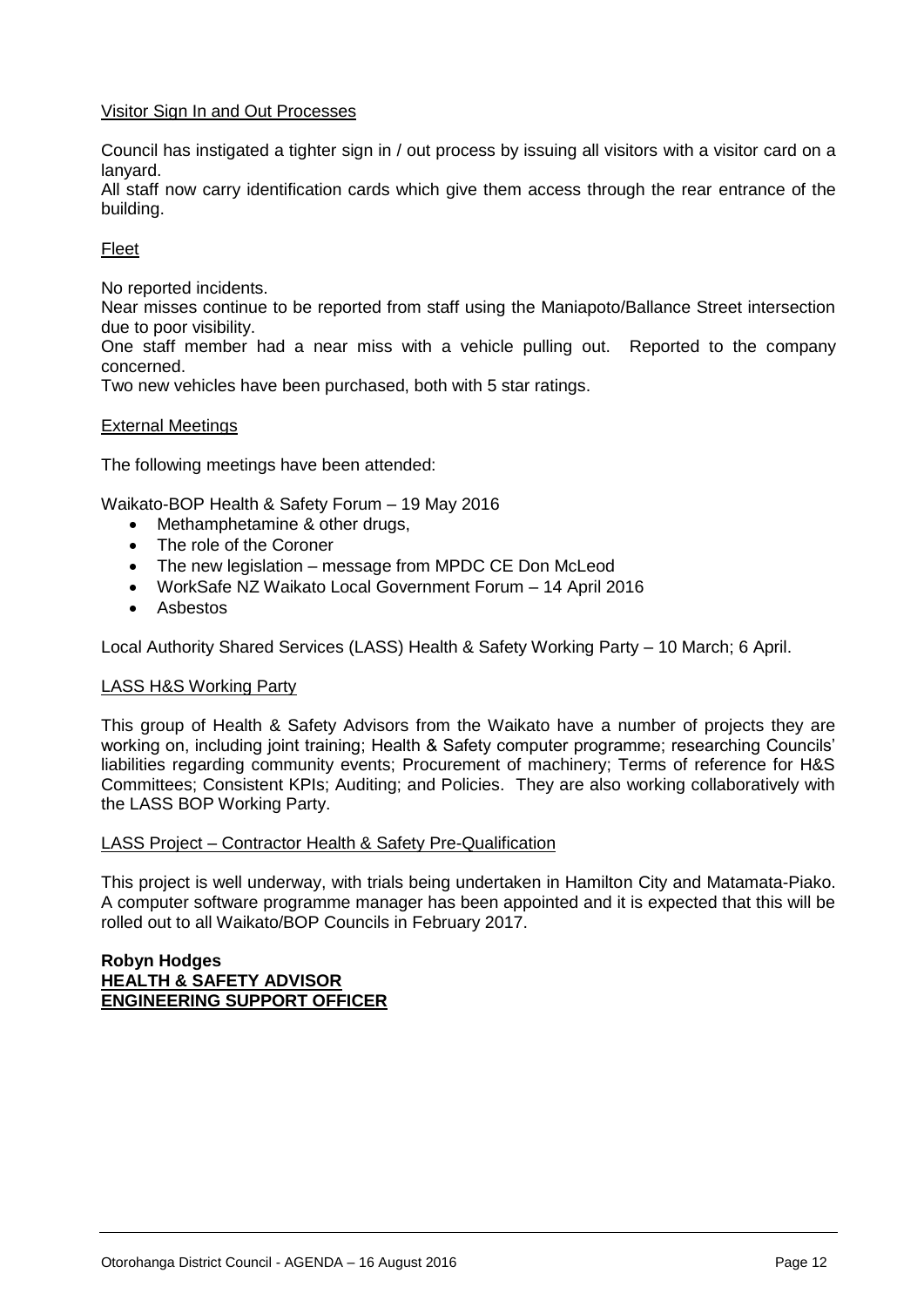Visitor Sign In and Out Processes

Council has instigated a tighter sign in / out process by issuing all visitors with a visitor card on a lanyard.
All staff now carry identification cards which give them access through the rear entrance of the building.

Fleet

No reported incidents.
Near misses continue to be reported from staff using the Maniapoto/Ballance Street intersection due to poor visibility.
One staff member had a near miss with a vehicle pulling out. Reported to the company concerned.
Two new vehicles have been purchased, both with 5 star ratings.

External Meetings

The following meetings have been attended:

Waikato-BOP Health & Safety Forum – 19 May 2016

- Methamphetamine & other drugs,
- The role of the Coroner
- The new legislation – message from MPDC CE Don McLeod
- WorkSafe NZ Waikato Local Government Forum – 14 April 2016
- Asbestos

Local Authority Shared Services (LASS) Health & Safety Working Party – 10 March; 6 April.

LASS H&S Working Party

This group of Health & Safety Advisors from the Waikato have a number of projects they are working on, including joint training; Health & Safety computer programme; researching Councils' liabilities regarding community events; Procurement of machinery; Terms of reference for H&S Committees; Consistent KPIs; Auditing; and Policies. They are also working collaboratively with the LASS BOP Working Party.

LASS Project – Contractor Health & Safety Pre-Qualification

This project is well underway, with trials being undertaken in Hamilton City and Matamata-Piako. A computer software programme manager has been appointed and it is expected that this will be rolled out to all Waikato/BOP Councils in February 2017.

**Robyn Hodges**
**HEALTH & SAFETY ADVISOR**
**ENGINEERING SUPPORT OFFICER**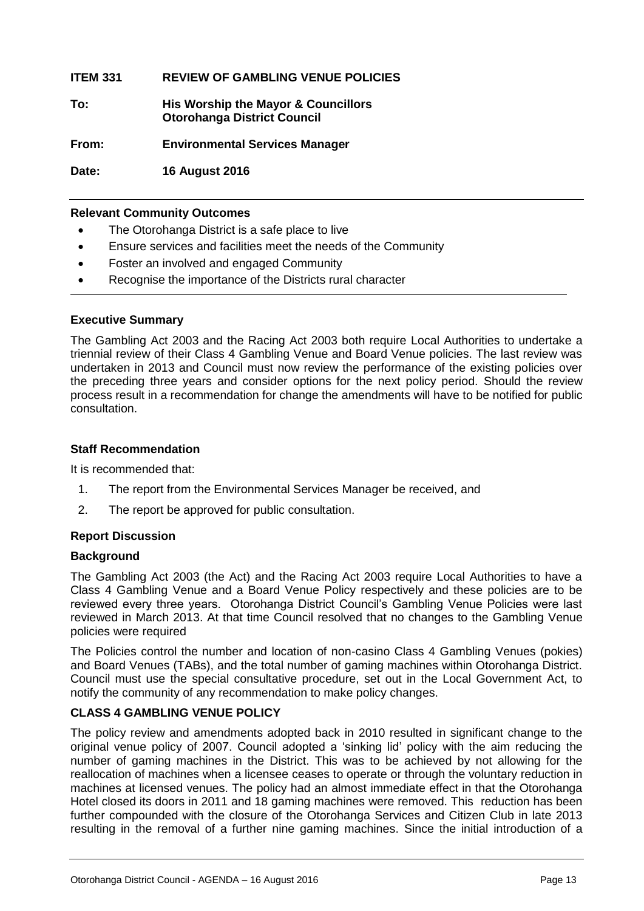**ITEM 331 REVIEW OF GAMBLING VENUE POLICIES**

**To: His Worship the Mayor & Councillors Otorohanga District Council**

**From: Environmental Services Manager**

**Date: 16 August 2016**

---

**Relevant Community Outcomes**

- The Otorohanga District is a safe place to live
- Ensure services and facilities meet the needs of the Community
- Foster an involved and engaged Community
- Recognise the importance of the Districts rural character

---

**Executive Summary**

The Gambling Act 2003 and the Racing Act 2003 both require Local Authorities to undertake a triennial review of their Class 4 Gambling Venue and Board Venue policies. The last review was undertaken in 2013 and Council must now review the performance of the existing policies over the preceding three years and consider options for the next policy period. Should the review process result in a recommendation for change the amendments will have to be notified for public consultation.

**Staff Recommendation**

It is recommended that:

1. The report from the Environmental Services Manager be received, and
2. The report be approved for public consultation.

**Report Discussion**

**Background**

The Gambling Act 2003 (the Act) and the Racing Act 2003 require Local Authorities to have a Class 4 Gambling Venue and a Board Venue Policy respectively and these policies are to be reviewed every three years. Otorohanga District Council's Gambling Venue Policies were last reviewed in March 2013. At that time Council resolved that no changes to the Gambling Venue policies were required

The Policies control the number and location of non-casino Class 4 Gambling Venues (pokies) and Board Venues (TABs), and the total number of gaming machines within Otorohanga District. Council must use the special consultative procedure, set out in the Local Government Act, to notify the community of any recommendation to make policy changes.

**CLASS 4 GAMBLING VENUE POLICY**

The policy review and amendments adopted back in 2010 resulted in significant change to the original venue policy of 2007. Council adopted a 'sinking lid' policy with the aim reducing the number of gaming machines in the District. This was to be achieved by not allowing for the reallocation of machines when a licensee ceases to operate or through the voluntary reduction in machines at licensed venues. The policy had an almost immediate effect in that the Otorohanga Hotel closed its doors in 2011 and 18 gaming machines were removed. This reduction has been further compounded with the closure of the Otorohanga Services and Citizen Club in late 2013 resulting in the removal of a further nine gaming machines. Since the initial introduction of a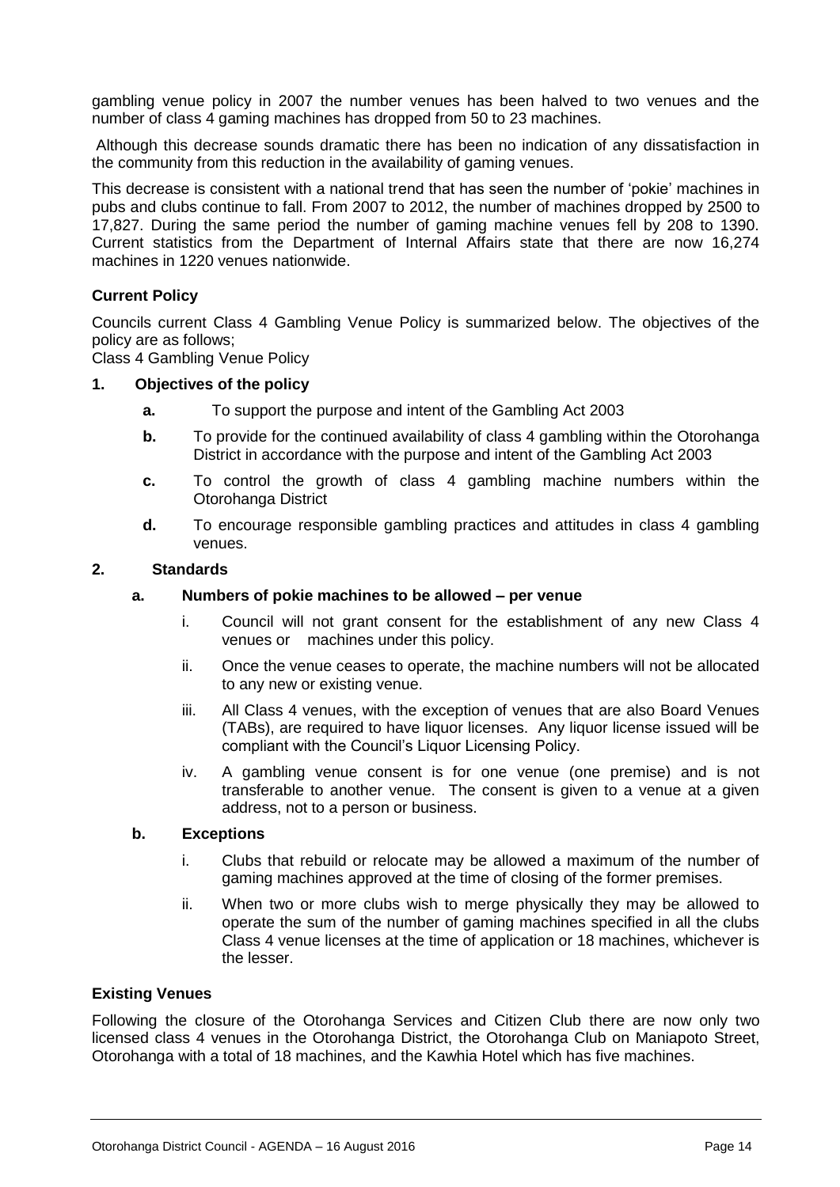gambling venue policy in 2007 the number venues has been halved to two venues and the number of class 4 gaming machines has dropped from 50 to 23 machines.

Although this decrease sounds dramatic there has been no indication of any dissatisfaction in the community from this reduction in the availability of gaming venues.

This decrease is consistent with a national trend that has seen the number of 'pokie' machines in pubs and clubs continue to fall. From 2007 to 2012, the number of machines dropped by 2500 to 17,827. During the same period the number of gaming machine venues fell by 208 to 1390. Current statistics from the Department of Internal Affairs state that there are now 16,274 machines in 1220 venues nationwide.

**Current Policy**

Councils current Class 4 Gambling Venue Policy is summarized below. The objectives of the policy are as follows;
Class 4 Gambling Venue Policy

**1. Objectives of the policy**

- **a.** To support the purpose and intent of the Gambling Act 2003
- **b.** To provide for the continued availability of class 4 gambling within the Otorohanga District in accordance with the purpose and intent of the Gambling Act 2003
- **c.** To control the growth of class 4 gambling machine numbers within the Otorohanga District
- **d.** To encourage responsible gambling practices and attitudes in class 4 gambling venues.

**2. Standards**

**a. Numbers of pokie machines to be allowed – per venue**

- i. Council will not grant consent for the establishment of any new Class 4 venues or machines under this policy.
- ii. Once the venue ceases to operate, the machine numbers will not be allocated to any new or existing venue.
- iii. All Class 4 venues, with the exception of venues that are also Board Venues (TABs), are required to have liquor licenses. Any liquor license issued will be compliant with the Council's Liquor Licensing Policy.
- iv. A gambling venue consent is for one venue (one premise) and is not transferable to another venue. The consent is given to a venue at a given address, not to a person or business.

**b. Exceptions**

- i. Clubs that rebuild or relocate may be allowed a maximum of the number of gaming machines approved at the time of closing of the former premises.
- ii. When two or more clubs wish to merge physically they may be allowed to operate the sum of the number of gaming machines specified in all the clubs Class 4 venue licenses at the time of application or 18 machines, whichever is the lesser.

**Existing Venues**

Following the closure of the Otorohanga Services and Citizen Club there are now only two licensed class 4 venues in the Otorohanga District, the Otorohanga Club on Maniapoto Street, Otorohanga with a total of 18 machines, and the Kawhia Hotel which has five machines.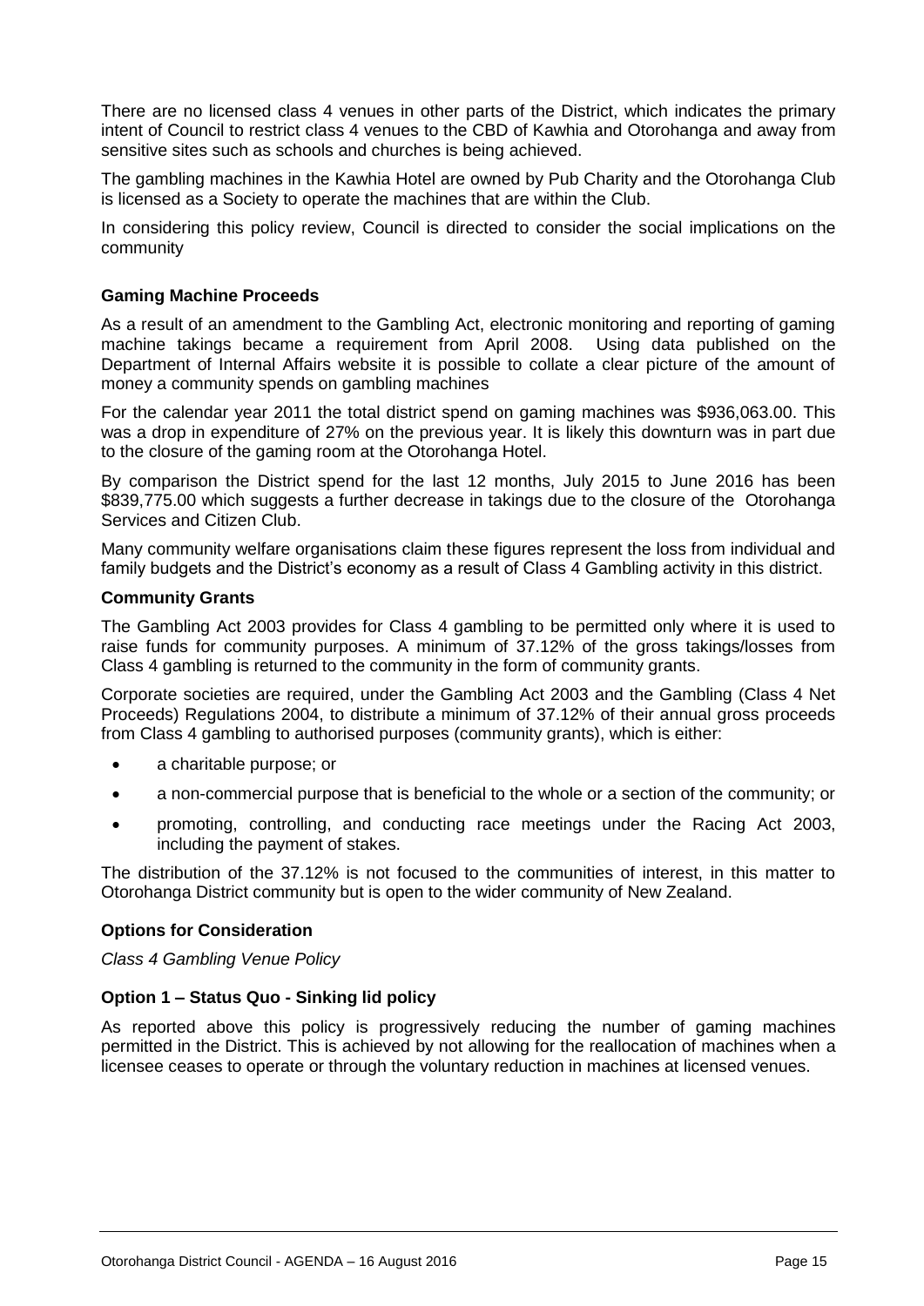There are no licensed class 4 venues in other parts of the District, which indicates the primary intent of Council to restrict class 4 venues to the CBD of Kawhia and Otorohanga and away from sensitive sites such as schools and churches is being achieved.

The gambling machines in the Kawhia Hotel are owned by Pub Charity and the Otorohanga Club is licensed as a Society to operate the machines that are within the Club.

In considering this policy review, Council is directed to consider the social implications on the community

**Gaming Machine Proceeds**

As a result of an amendment to the Gambling Act, electronic monitoring and reporting of gaming machine takings became a requirement from April 2008. Using data published on the Department of Internal Affairs website it is possible to collate a clear picture of the amount of money a community spends on gambling machines

For the calendar year 2011 the total district spend on gaming machines was $936,063.00. This was a drop in expenditure of 27% on the previous year. It is likely this downturn was in part due to the closure of the gaming room at the Otorohanga Hotel.

By comparison the District spend for the last 12 months, July 2015 to June 2016 has been $839,775.00 which suggests a further decrease in takings due to the closure of the Otorohanga Services and Citizen Club.

Many community welfare organisations claim these figures represent the loss from individual and family budgets and the District's economy as a result of Class 4 Gambling activity in this district.

**Community Grants**

The Gambling Act 2003 provides for Class 4 gambling to be permitted only where it is used to raise funds for community purposes. A minimum of 37.12% of the gross takings/losses from Class 4 gambling is returned to the community in the form of community grants.

Corporate societies are required, under the Gambling Act 2003 and the Gambling (Class 4 Net Proceeds) Regulations 2004, to distribute a minimum of 37.12% of their annual gross proceeds from Class 4 gambling to authorised purposes (community grants), which is either:

- a charitable purpose; or
- a non-commercial purpose that is beneficial to the whole or a section of the community; or
- promoting, controlling, and conducting race meetings under the Racing Act 2003, including the payment of stakes.

The distribution of the 37.12% is not focused to the communities of interest, in this matter to Otorohanga District community but is open to the wider community of New Zealand.

**Options for Consideration**

*Class 4 Gambling Venue Policy*

**Option 1 – Status Quo - Sinking lid policy**

As reported above this policy is progressively reducing the number of gaming machines permitted in the District. This is achieved by not allowing for the reallocation of machines when a licensee ceases to operate or through the voluntary reduction in machines at licensed venues.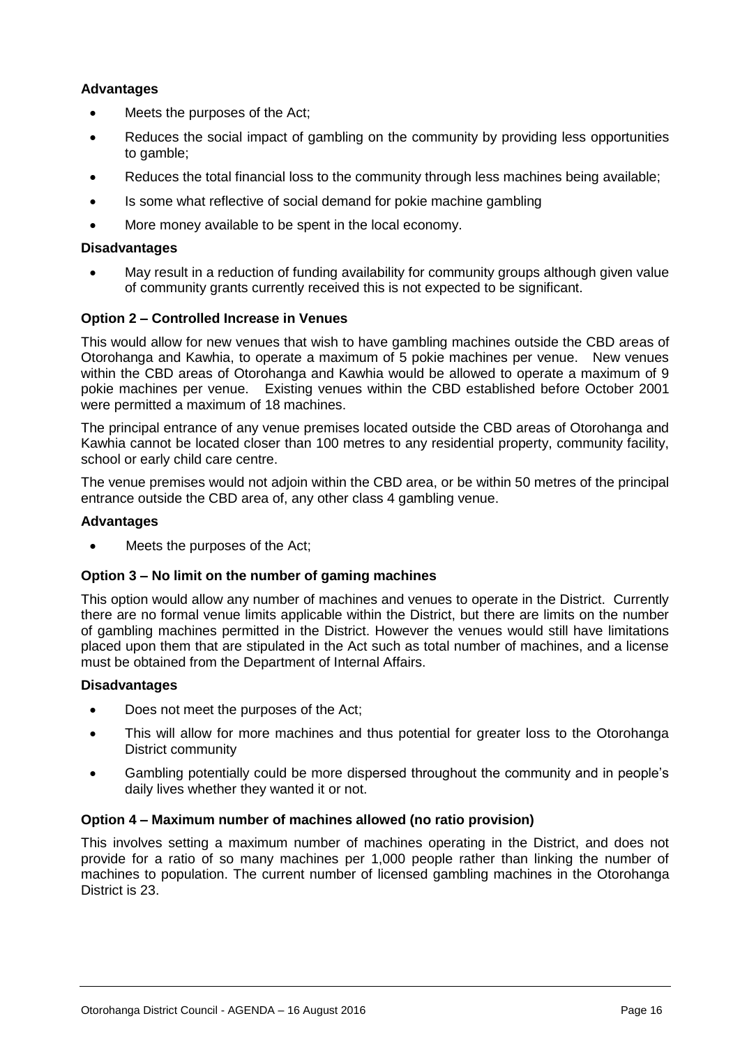**Advantages**

- Meets the purposes of the Act;
- Reduces the social impact of gambling on the community by providing less opportunities to gamble;
- Reduces the total financial loss to the community through less machines being available;
- Is some what reflective of social demand for pokie machine gambling
- More money available to be spent in the local economy.

**Disadvantages**

- May result in a reduction of funding availability for community groups although given value of community grants currently received this is not expected to be significant.

**Option 2 – Controlled Increase in Venues**

This would allow for new venues that wish to have gambling machines outside the CBD areas of Otorohanga and Kawhia, to operate a maximum of 5 pokie machines per venue. New venues within the CBD areas of Otorohanga and Kawhia would be allowed to operate a maximum of 9 pokie machines per venue. Existing venues within the CBD established before October 2001 were permitted a maximum of 18 machines.

The principal entrance of any venue premises located outside the CBD areas of Otorohanga and Kawhia cannot be located closer than 100 metres to any residential property, community facility, school or early child care centre.

The venue premises would not adjoin within the CBD area, or be within 50 metres of the principal entrance outside the CBD area of, any other class 4 gambling venue.

**Advantages**

- Meets the purposes of the Act;

**Option 3 – No limit on the number of gaming machines**

This option would allow any number of machines and venues to operate in the District. Currently there are no formal venue limits applicable within the District, but there are limits on the number of gambling machines permitted in the District. However the venues would still have limitations placed upon them that are stipulated in the Act such as total number of machines, and a license must be obtained from the Department of Internal Affairs.

**Disadvantages**

- Does not meet the purposes of the Act;
- This will allow for more machines and thus potential for greater loss to the Otorohanga District community
- Gambling potentially could be more dispersed throughout the community and in people's daily lives whether they wanted it or not.

**Option 4 – Maximum number of machines allowed (no ratio provision)**

This involves setting a maximum number of machines operating in the District, and does not provide for a ratio of so many machines per 1,000 people rather than linking the number of machines to population. The current number of licensed gambling machines in the Otorohanga District is 23.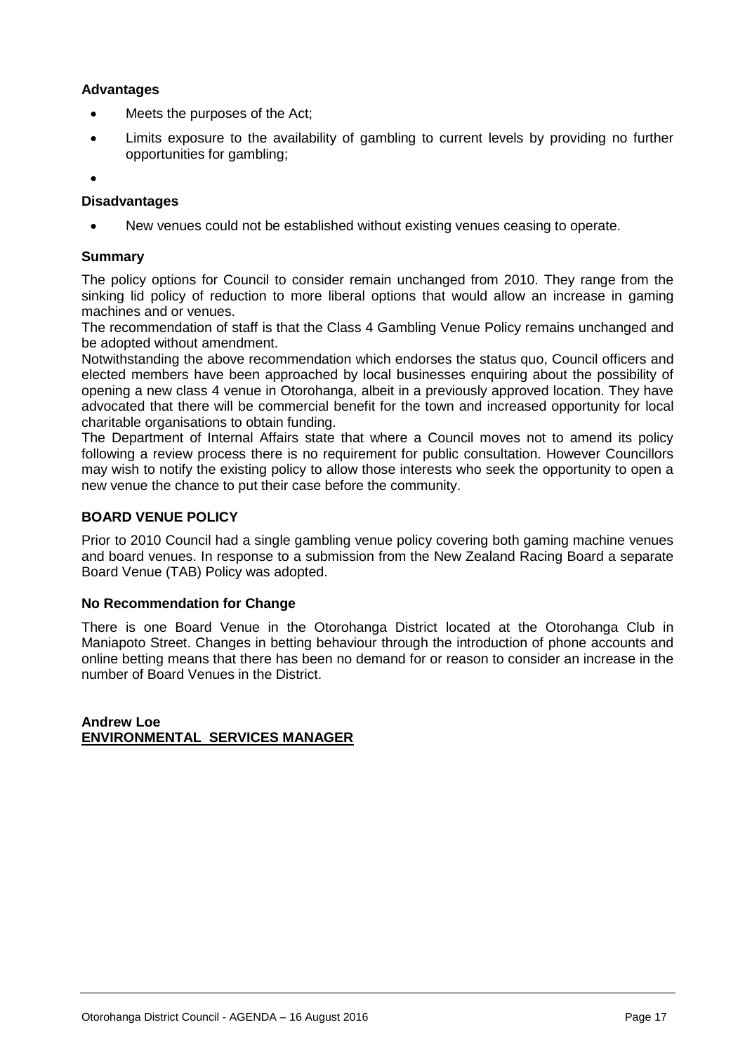**Advantages**

- Meets the purposes of the Act;
- Limits exposure to the availability of gambling to current levels by providing no further opportunities for gambling;
-

**Disadvantages**

- New venues could not be established without existing venues ceasing to operate.

**Summary**

The policy options for Council to consider remain unchanged from 2010. They range from the sinking lid policy of reduction to more liberal options that would allow an increase in gaming machines and or venues.

The recommendation of staff is that the Class 4 Gambling Venue Policy remains unchanged and be adopted without amendment.

Notwithstanding the above recommendation which endorses the status quo, Council officers and elected members have been approached by local businesses enquiring about the possibility of opening a new class 4 venue in Otorohanga, albeit in a previously approved location. They have advocated that there will be commercial benefit for the town and increased opportunity for local charitable organisations to obtain funding.

The Department of Internal Affairs state that where a Council moves not to amend its policy following a review process there is no requirement for public consultation. However Councillors may wish to notify the existing policy to allow those interests who seek the opportunity to open a new venue the chance to put their case before the community.

**BOARD VENUE POLICY**

Prior to 2010 Council had a single gambling venue policy covering both gaming machine venues and board venues. In response to a submission from the New Zealand Racing Board a separate Board Venue (TAB) Policy was adopted.

**No Recommendation for Change**

There is one Board Venue in the Otorohanga District located at the Otorohanga Club in Maniapoto Street. Changes in betting behaviour through the introduction of phone accounts and online betting means that there has been no demand for or reason to consider an increase in the number of Board Venues in the District.

**Andrew Loe**
**ENVIRONMENTAL SERVICES MANAGER**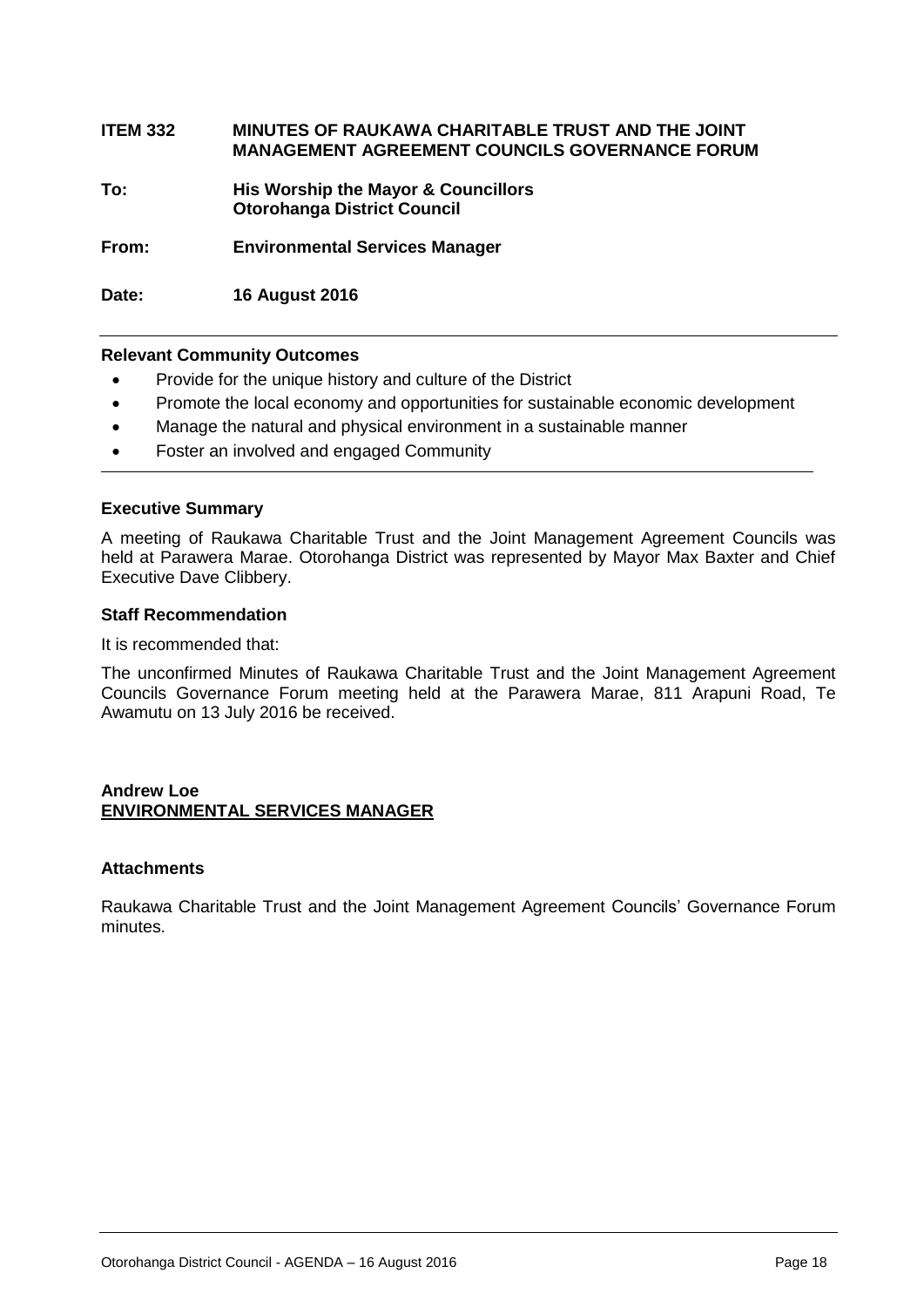**ITEM 332 MINUTES OF RAUKAWA CHARITABLE TRUST AND THE JOINT MANAGEMENT AGREEMENT COUNCILS GOVERNANCE FORUM**

**To: His Worship the Mayor & Councillors**
**Otorohanga District Council**

**From: Environmental Services Manager**

**Date: 16 August 2016**

---

**Relevant Community Outcomes**

- Provide for the unique history and culture of the District
- Promote the local economy and opportunities for sustainable economic development
- Manage the natural and physical environment in a sustainable manner
- Foster an involved and engaged Community

---

**Executive Summary**

A meeting of Raukawa Charitable Trust and the Joint Management Agreement Councils was held at Parawera Marae. Otorohanga District was represented by Mayor Max Baxter and Chief Executive Dave Clibbery.

**Staff Recommendation**

It is recommended that:

The unconfirmed Minutes of Raukawa Charitable Trust and the Joint Management Agreement Councils Governance Forum meeting held at the Parawera Marae, 811 Arapuni Road, Te Awamutu on 13 July 2016 be received.

**Andrew Loe**
**ENVIRONMENTAL SERVICES MANAGER**

**Attachments**

Raukawa Charitable Trust and the Joint Management Agreement Councils' Governance Forum minutes.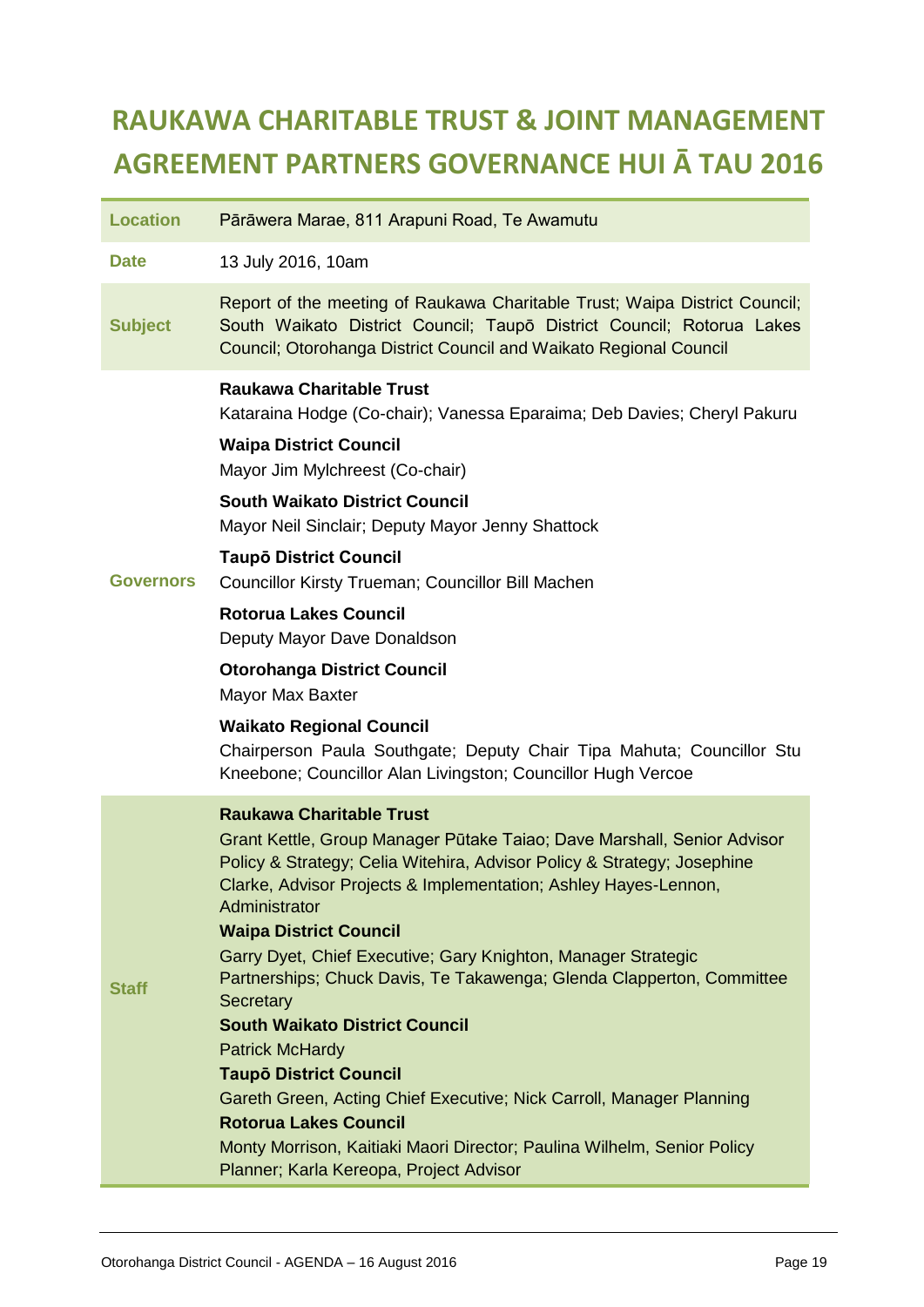# RAUKAWA CHARITABLE TRUST & JOINT MANAGEMENT AGREEMENT PARTNERS GOVERNANCE HUI Ā TAU 2016

| | |
|---|---|
| **Location** | Pārāwera Marae, 811 Arapuni Road, Te Awamutu |
| **Date** | 13 July 2016, 10am |
| **Subject** | Report of the meeting of Raukawa Charitable Trust; Waipa District Council; South Waikato District Council; Taupō District Council; Rotorua Lakes Council; Otorohanga District Council and Waikato Regional Council |
| **Governors** | **Raukawa Charitable Trust**<br>Kataraina Hodge (Co-chair); Vanessa Eparaima; Deb Davies; Cheryl Pakuru<br>**Waipa District Council**<br>Mayor Jim Mylchreest (Co-chair)<br>**South Waikato District Council**<br>Mayor Neil Sinclair; Deputy Mayor Jenny Shattock<br>**Taupō District Council**<br>Councillor Kirsty Trueman; Councillor Bill Machen<br>**Rotorua Lakes Council**<br>Deputy Mayor Dave Donaldson<br>**Otorohanga District Council**<br>Mayor Max Baxter<br>**Waikato Regional Council**<br>Chairperson Paula Southgate; Deputy Chair Tipa Mahuta; Councillor Stu Kneebone; Councillor Alan Livingston; Councillor Hugh Vercoe |
| **Staff** | **Raukawa Charitable Trust**<br>Grant Kettle, Group Manager Pūtake Taiao; Dave Marshall, Senior Advisor Policy & Strategy; Celia Witehira, Advisor Policy & Strategy; Josephine Clarke, Advisor Projects & Implementation; Ashley Hayes-Lennon, Administrator<br>**Waipa District Council**<br>Garry Dyet, Chief Executive; Gary Knighton, Manager Strategic Partnerships; Chuck Davis, Te Takawenga; Glenda Clapperton, Committee Secretary<br>**South Waikato District Council**<br>Patrick McHardy<br>**Taupō District Council**<br>Gareth Green, Acting Chief Executive; Nick Carroll, Manager Planning<br>**Rotorua Lakes Council**<br>Monty Morrison, Kaitiaki Maori Director; Paulina Wilhelm, Senior Policy Planner; Karla Kereopa, Project Advisor |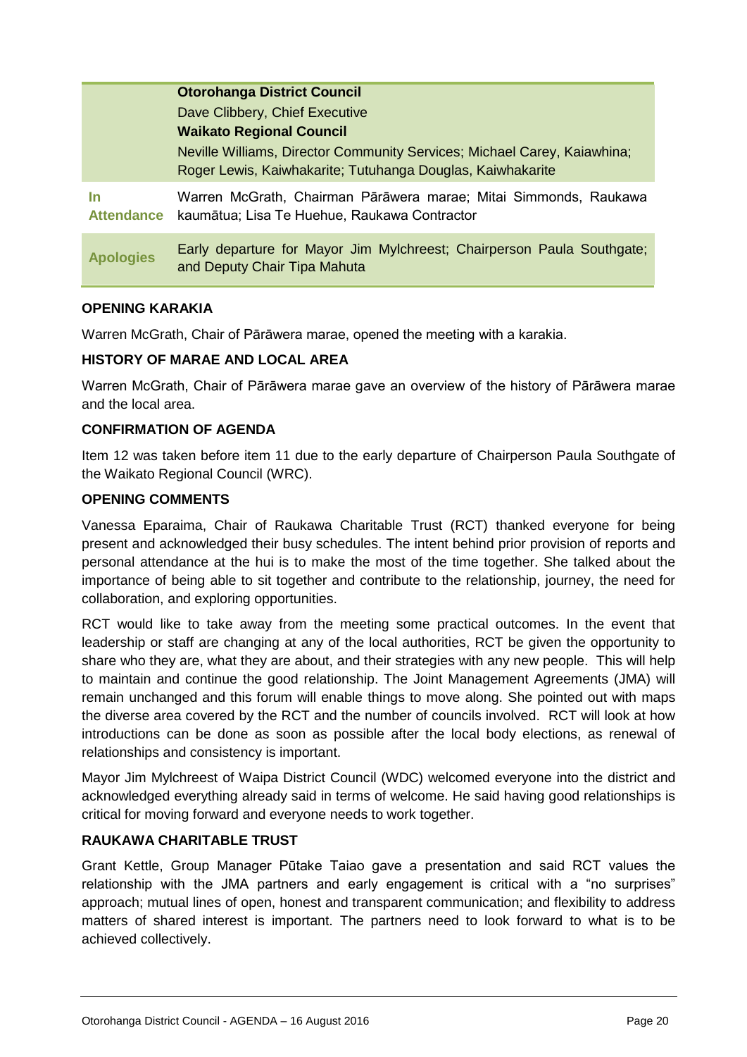| | |
|---|---|
| | **Otorohanga District Council**<br>Dave Clibbery, Chief Executive<br>**Waikato Regional Council**<br>Neville Williams, Director Community Services; Michael Carey, Kaiawhina; Roger Lewis, Kaiwhakarite; Tutuhanga Douglas, Kaiwhakarite |
| **In Attendance** | Warren McGrath, Chairman Pārāwera marae; Mitai Simmonds, Raukawa kaumātua; Lisa Te Huehue, Raukawa Contractor |
| **Apologies** | Early departure for Mayor Jim Mylchreest; Chairperson Paula Southgate; and Deputy Chair Tipa Mahuta |

**OPENING KARAKIA**

Warren McGrath, Chair of Pārāwera marae, opened the meeting with a karakia.

**HISTORY OF MARAE AND LOCAL AREA**

Warren McGrath, Chair of Pārāwera marae gave an overview of the history of Pārāwera marae and the local area.

**CONFIRMATION OF AGENDA**

Item 12 was taken before item 11 due to the early departure of Chairperson Paula Southgate of the Waikato Regional Council (WRC).

**OPENING COMMENTS**

Vanessa Eparaima, Chair of Raukawa Charitable Trust (RCT) thanked everyone for being present and acknowledged their busy schedules. The intent behind prior provision of reports and personal attendance at the hui is to make the most of the time together. She talked about the importance of being able to sit together and contribute to the relationship, journey, the need for collaboration, and exploring opportunities.

RCT would like to take away from the meeting some practical outcomes. In the event that leadership or staff are changing at any of the local authorities, RCT be given the opportunity to share who they are, what they are about, and their strategies with any new people. This will help to maintain and continue the good relationship. The Joint Management Agreements (JMA) will remain unchanged and this forum will enable things to move along. She pointed out with maps the diverse area covered by the RCT and the number of councils involved. RCT will look at how introductions can be done as soon as possible after the local body elections, as renewal of relationships and consistency is important.

Mayor Jim Mylchreest of Waipa District Council (WDC) welcomed everyone into the district and acknowledged everything already said in terms of welcome. He said having good relationships is critical for moving forward and everyone needs to work together.

**RAUKAWA CHARITABLE TRUST**

Grant Kettle, Group Manager Pūtake Taiao gave a presentation and said RCT values the relationship with the JMA partners and early engagement is critical with a "no surprises" approach; mutual lines of open, honest and transparent communication; and flexibility to address matters of shared interest is important. The partners need to look forward to what is to be achieved collectively.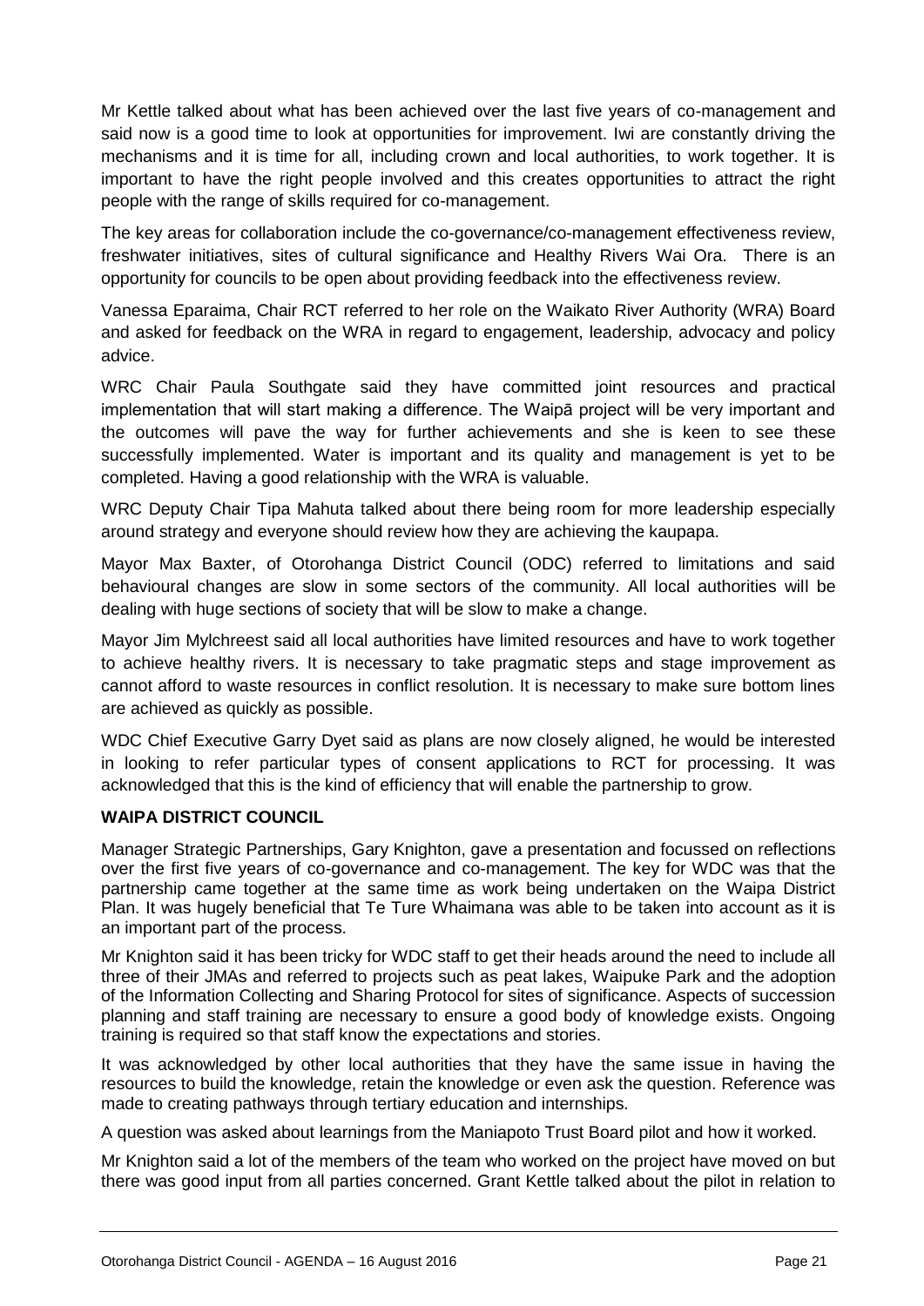Mr Kettle talked about what has been achieved over the last five years of co-management and said now is a good time to look at opportunities for improvement. Iwi are constantly driving the mechanisms and it is time for all, including crown and local authorities, to work together. It is important to have the right people involved and this creates opportunities to attract the right people with the range of skills required for co-management.

The key areas for collaboration include the co-governance/co-management effectiveness review, freshwater initiatives, sites of cultural significance and Healthy Rivers Wai Ora. There is an opportunity for councils to be open about providing feedback into the effectiveness review.

Vanessa Eparaima, Chair RCT referred to her role on the Waikato River Authority (WRA) Board and asked for feedback on the WRA in regard to engagement, leadership, advocacy and policy advice.

WRC Chair Paula Southgate said they have committed joint resources and practical implementation that will start making a difference. The Waipā project will be very important and the outcomes will pave the way for further achievements and she is keen to see these successfully implemented. Water is important and its quality and management is yet to be completed. Having a good relationship with the WRA is valuable.

WRC Deputy Chair Tipa Mahuta talked about there being room for more leadership especially around strategy and everyone should review how they are achieving the kaupapa.

Mayor Max Baxter, of Otorohanga District Council (ODC) referred to limitations and said behavioural changes are slow in some sectors of the community. All local authorities will be dealing with huge sections of society that will be slow to make a change.

Mayor Jim Mylchreest said all local authorities have limited resources and have to work together to achieve healthy rivers. It is necessary to take pragmatic steps and stage improvement as cannot afford to waste resources in conflict resolution. It is necessary to make sure bottom lines are achieved as quickly as possible.

WDC Chief Executive Garry Dyet said as plans are now closely aligned, he would be interested in looking to refer particular types of consent applications to RCT for processing. It was acknowledged that this is the kind of efficiency that will enable the partnership to grow.

**WAIPA DISTRICT COUNCIL**

Manager Strategic Partnerships, Gary Knighton, gave a presentation and focussed on reflections over the first five years of co-governance and co-management. The key for WDC was that the partnership came together at the same time as work being undertaken on the Waipa District Plan. It was hugely beneficial that Te Ture Whaimana was able to be taken into account as it is an important part of the process.

Mr Knighton said it has been tricky for WDC staff to get their heads around the need to include all three of their JMAs and referred to projects such as peat lakes, Waipuke Park and the adoption of the Information Collecting and Sharing Protocol for sites of significance. Aspects of succession planning and staff training are necessary to ensure a good body of knowledge exists. Ongoing training is required so that staff know the expectations and stories.

It was acknowledged by other local authorities that they have the same issue in having the resources to build the knowledge, retain the knowledge or even ask the question. Reference was made to creating pathways through tertiary education and internships.

A question was asked about learnings from the Maniapoto Trust Board pilot and how it worked.

Mr Knighton said a lot of the members of the team who worked on the project have moved on but there was good input from all parties concerned. Grant Kettle talked about the pilot in relation to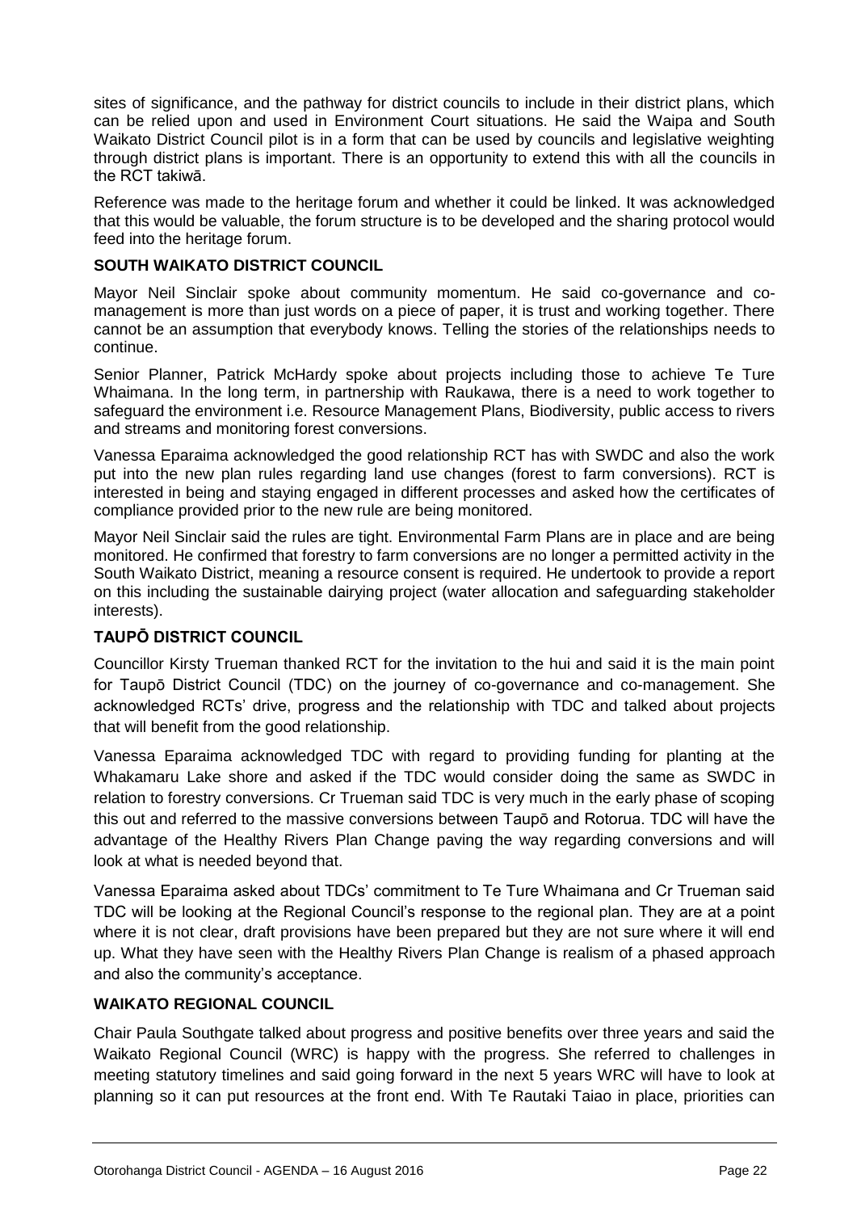sites of significance, and the pathway for district councils to include in their district plans, which can be relied upon and used in Environment Court situations. He said the Waipa and South Waikato District Council pilot is in a form that can be used by councils and legislative weighting through district plans is important. There is an opportunity to extend this with all the councils in the RCT takiwā.

Reference was made to the heritage forum and whether it could be linked. It was acknowledged that this would be valuable, the forum structure is to be developed and the sharing protocol would feed into the heritage forum.

**SOUTH WAIKATO DISTRICT COUNCIL**

Mayor Neil Sinclair spoke about community momentum. He said co-governance and co-management is more than just words on a piece of paper, it is trust and working together. There cannot be an assumption that everybody knows. Telling the stories of the relationships needs to continue.

Senior Planner, Patrick McHardy spoke about projects including those to achieve Te Ture Whaimana. In the long term, in partnership with Raukawa, there is a need to work together to safeguard the environment i.e. Resource Management Plans, Biodiversity, public access to rivers and streams and monitoring forest conversions.

Vanessa Eparaima acknowledged the good relationship RCT has with SWDC and also the work put into the new plan rules regarding land use changes (forest to farm conversions). RCT is interested in being and staying engaged in different processes and asked how the certificates of compliance provided prior to the new rule are being monitored.

Mayor Neil Sinclair said the rules are tight. Environmental Farm Plans are in place and are being monitored. He confirmed that forestry to farm conversions are no longer a permitted activity in the South Waikato District, meaning a resource consent is required. He undertook to provide a report on this including the sustainable dairying project (water allocation and safeguarding stakeholder interests).

**TAUPŌ DISTRICT COUNCIL**

Councillor Kirsty Trueman thanked RCT for the invitation to the hui and said it is the main point for Taupō District Council (TDC) on the journey of co-governance and co-management. She acknowledged RCTs' drive, progress and the relationship with TDC and talked about projects that will benefit from the good relationship.

Vanessa Eparaima acknowledged TDC with regard to providing funding for planting at the Whakamaru Lake shore and asked if the TDC would consider doing the same as SWDC in relation to forestry conversions. Cr Trueman said TDC is very much in the early phase of scoping this out and referred to the massive conversions between Taupō and Rotorua. TDC will have the advantage of the Healthy Rivers Plan Change paving the way regarding conversions and will look at what is needed beyond that.

Vanessa Eparaima asked about TDCs' commitment to Te Ture Whaimana and Cr Trueman said TDC will be looking at the Regional Council's response to the regional plan. They are at a point where it is not clear, draft provisions have been prepared but they are not sure where it will end up. What they have seen with the Healthy Rivers Plan Change is realism of a phased approach and also the community's acceptance.

**WAIKATO REGIONAL COUNCIL**

Chair Paula Southgate talked about progress and positive benefits over three years and said the Waikato Regional Council (WRC) is happy with the progress. She referred to challenges in meeting statutory timelines and said going forward in the next 5 years WRC will have to look at planning so it can put resources at the front end. With Te Rautaki Taiao in place, priorities can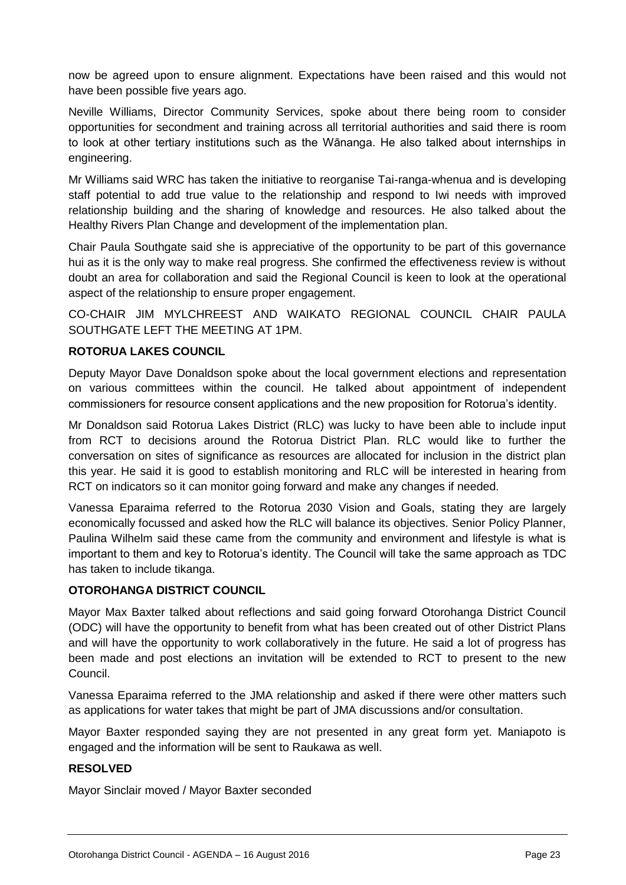now be agreed upon to ensure alignment. Expectations have been raised and this would not have been possible five years ago.

Neville Williams, Director Community Services, spoke about there being room to consider opportunities for secondment and training across all territorial authorities and said there is room to look at other tertiary institutions such as the Wānanga. He also talked about internships in engineering.

Mr Williams said WRC has taken the initiative to reorganise Tai-ranga-whenua and is developing staff potential to add true value to the relationship and respond to Iwi needs with improved relationship building and the sharing of knowledge and resources. He also talked about the Healthy Rivers Plan Change and development of the implementation plan.

Chair Paula Southgate said she is appreciative of the opportunity to be part of this governance hui as it is the only way to make real progress. She confirmed the effectiveness review is without doubt an area for collaboration and said the Regional Council is keen to look at the operational aspect of the relationship to ensure proper engagement.

CO-CHAIR JIM MYLCHREEST AND WAIKATO REGIONAL COUNCIL CHAIR PAULA SOUTHGATE LEFT THE MEETING AT 1PM.

**ROTORUA LAKES COUNCIL**

Deputy Mayor Dave Donaldson spoke about the local government elections and representation on various committees within the council. He talked about appointment of independent commissioners for resource consent applications and the new proposition for Rotorua's identity.

Mr Donaldson said Rotorua Lakes District (RLC) was lucky to have been able to include input from RCT to decisions around the Rotorua District Plan. RLC would like to further the conversation on sites of significance as resources are allocated for inclusion in the district plan this year. He said it is good to establish monitoring and RLC will be interested in hearing from RCT on indicators so it can monitor going forward and make any changes if needed.

Vanessa Eparaima referred to the Rotorua 2030 Vision and Goals, stating they are largely economically focussed and asked how the RLC will balance its objectives. Senior Policy Planner, Paulina Wilhelm said these came from the community and environment and lifestyle is what is important to them and key to Rotorua's identity. The Council will take the same approach as TDC has taken to include tikanga.

**OTOROHANGA DISTRICT COUNCIL**

Mayor Max Baxter talked about reflections and said going forward Otorohanga District Council (ODC) will have the opportunity to benefit from what has been created out of other District Plans and will have the opportunity to work collaboratively in the future. He said a lot of progress has been made and post elections an invitation will be extended to RCT to present to the new Council.

Vanessa Eparaima referred to the JMA relationship and asked if there were other matters such as applications for water takes that might be part of JMA discussions and/or consultation.

Mayor Baxter responded saying they are not presented in any great form yet. Maniapoto is engaged and the information will be sent to Raukawa as well.

**RESOLVED**

Mayor Sinclair moved / Mayor Baxter seconded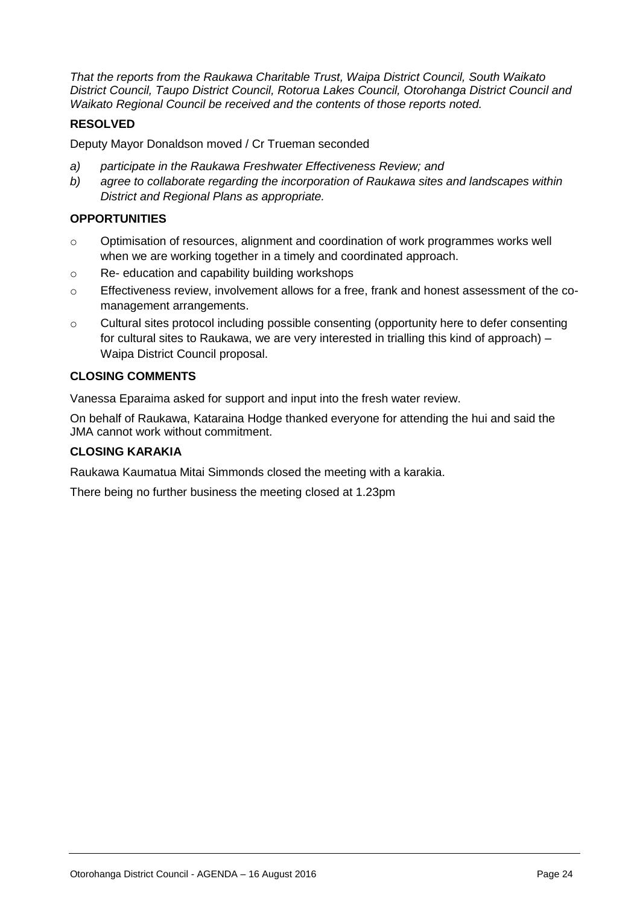*That the reports from the Raukawa Charitable Trust, Waipa District Council, South Waikato District Council, Taupo District Council, Rotorua Lakes Council, Otorohanga District Council and Waikato Regional Council be received and the contents of those reports noted.*

**RESOLVED**

Deputy Mayor Donaldson moved / Cr Trueman seconded

*a) participate in the Raukawa Freshwater Effectiveness Review; and*

*b) agree to collaborate regarding the incorporation of Raukawa sites and landscapes within District and Regional Plans as appropriate.*

**OPPORTUNITIES**

- Optimisation of resources, alignment and coordination of work programmes works well when we are working together in a timely and coordinated approach.
- Re- education and capability building workshops
- Effectiveness review, involvement allows for a free, frank and honest assessment of the co-management arrangements.
- Cultural sites protocol including possible consenting (opportunity here to defer consenting for cultural sites to Raukawa, we are very interested in trialling this kind of approach) – Waipa District Council proposal.

**CLOSING COMMENTS**

Vanessa Eparaima asked for support and input into the fresh water review.

On behalf of Raukawa, Kataraina Hodge thanked everyone for attending the hui and said the JMA cannot work without commitment.

**CLOSING KARAKIA**

Raukawa Kaumatua Mitai Simmonds closed the meeting with a karakia.

There being no further business the meeting closed at 1.23pm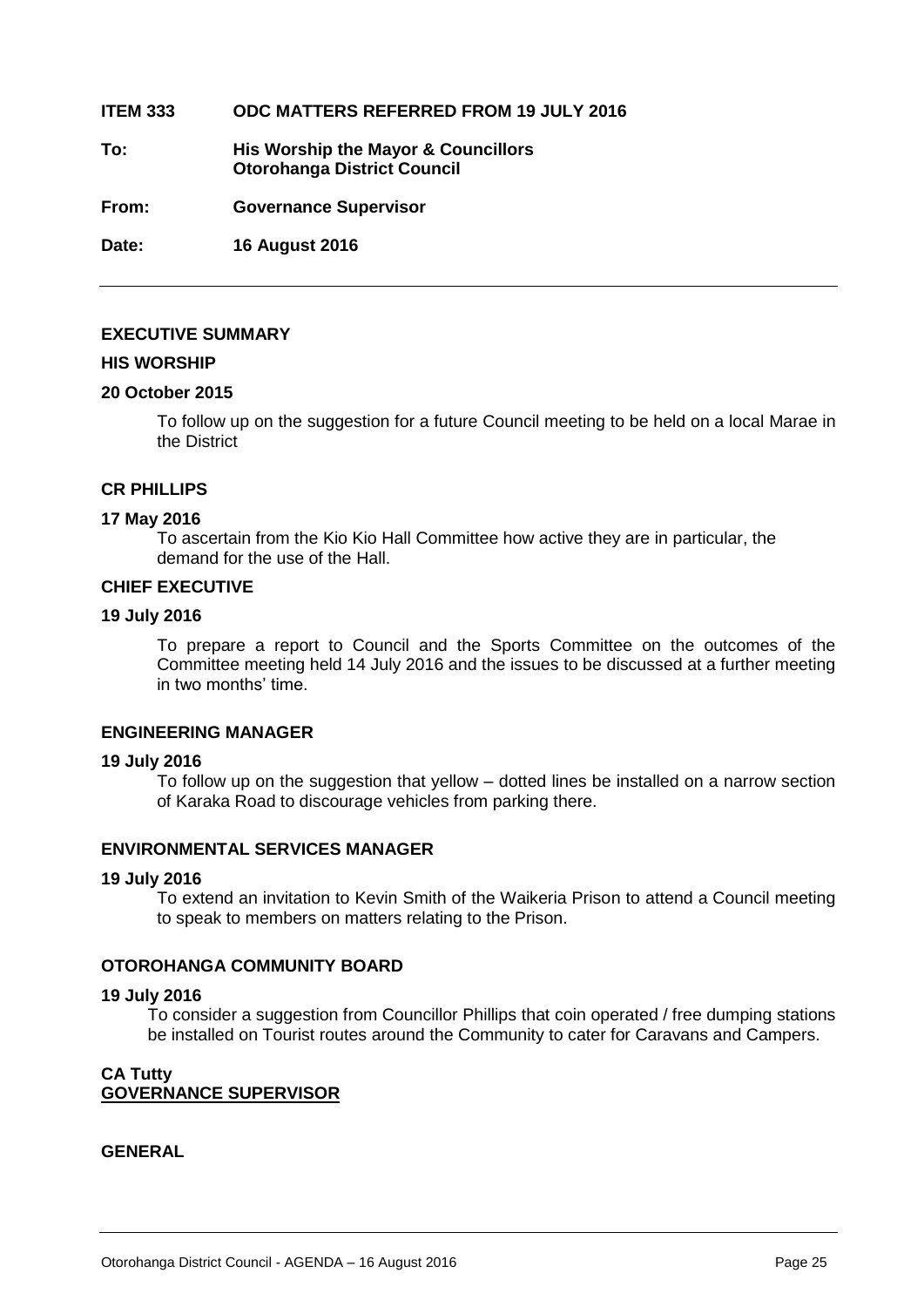**ITEM 333 ODC MATTERS REFERRED FROM 19 JULY 2016**

**To:** **His Worship the Mayor & Councillors**
**Otorohanga District Council**

**From:** **Governance Supervisor**

**Date:** **16 August 2016**

---

**EXECUTIVE SUMMARY**

**HIS WORSHIP**

**20 October 2015**

To follow up on the suggestion for a future Council meeting to be held on a local Marae in the District

**CR PHILLIPS**

**17 May 2016**

To ascertain from the Kio Kio Hall Committee how active they are in particular, the demand for the use of the Hall.

**CHIEF EXECUTIVE**

**19 July 2016**

To prepare a report to Council and the Sports Committee on the outcomes of the Committee meeting held 14 July 2016 and the issues to be discussed at a further meeting in two months' time.

**ENGINEERING MANAGER**

**19 July 2016**

To follow up on the suggestion that yellow – dotted lines be installed on a narrow section of Karaka Road to discourage vehicles from parking there.

**ENVIRONMENTAL SERVICES MANAGER**

**19 July 2016**

To extend an invitation to Kevin Smith of the Waikeria Prison to attend a Council meeting to speak to members on matters relating to the Prison.

**OTOROHANGA COMMUNITY BOARD**

**19 July 2016**

To consider a suggestion from Councillor Phillips that coin operated / free dumping stations be installed on Tourist routes around the Community to cater for Caravans and Campers.

**CA Tutty**
**GOVERNANCE SUPERVISOR**

**GENERAL**